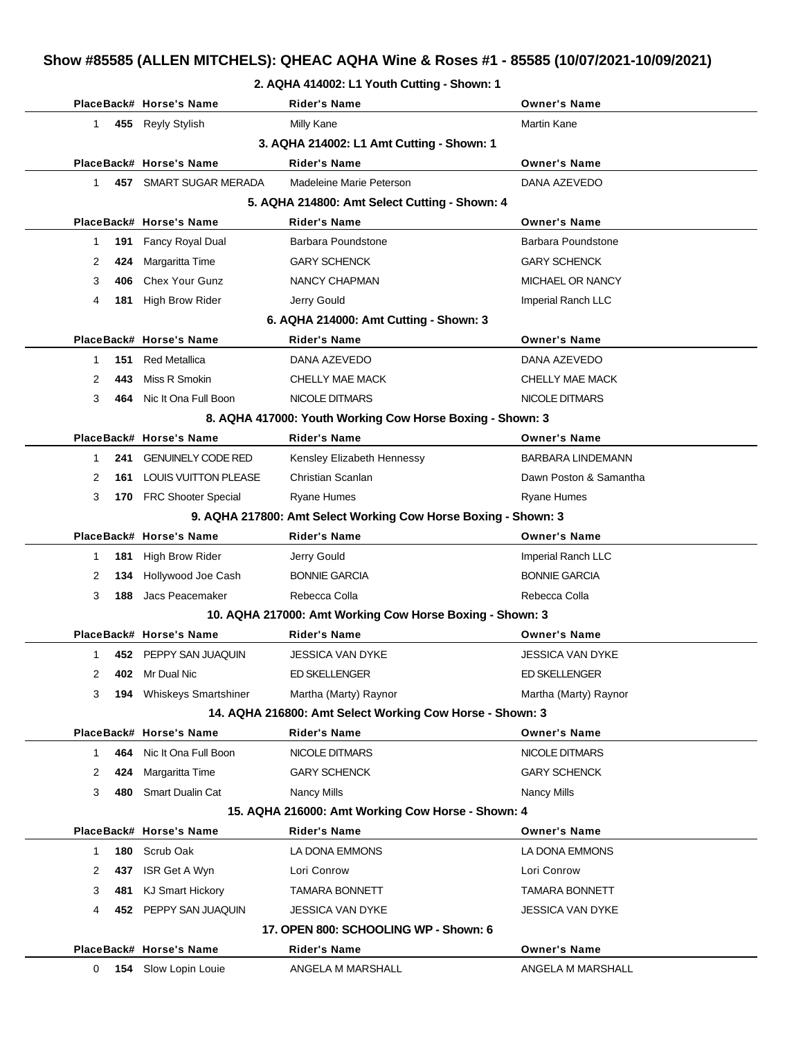# Show #85585 (ALLEN MITCHELS): QHEAC AQHA Wine & Roses #1 - 85585 (10/07/2021-10/09/2021)

### 2. AQHA 414002: L1 Youth Cutting - Shown: 1

| Place | Back# | Horse's Name | Rider's Name | Owner's Name |
|---|---|---|---|---|
| 1 | **455** | Reyly Stylish | Milly Kane | Martin Kane |

### 3. AQHA 214002: L1 Amt Cutting - Shown: 1

| Place | Back# | Horse's Name | Rider's Name | Owner's Name |
|---|---|---|---|---|
| 1 | **457** | SMART SUGAR MERADA | Madeleine Marie Peterson | DANA AZEVEDO |

### 5. AQHA 214800: Amt Select Cutting - Shown: 4

| Place | Back# | Horse's Name | Rider's Name | Owner's Name |
|---|---|---|---|---|
| 1 | **191** | Fancy Royal Dual | Barbara Poundstone | Barbara Poundstone |
| 2 | **424** | Margaritta Time | GARY SCHENCK | GARY SCHENCK |
| 3 | **406** | Chex Your Gunz | NANCY CHAPMAN | MICHAEL OR NANCY |
| 4 | **181** | High Brow Rider | Jerry Gould | Imperial Ranch LLC |

### 6. AQHA 214000: Amt Cutting - Shown: 3

| Place | Back# | Horse's Name | Rider's Name | Owner's Name |
|---|---|---|---|---|
| 1 | **151** | Red Metallica | DANA AZEVEDO | DANA AZEVEDO |
| 2 | **443** | Miss R Smokin | CHELLY MAE MACK | CHELLY MAE MACK |
| 3 | **464** | Nic It Ona Full Boon | NICOLE DITMARS | NICOLE DITMARS |

### 8. AQHA 417000: Youth Working Cow Horse Boxing - Shown: 3

| Place | Back# | Horse's Name | Rider's Name | Owner's Name |
|---|---|---|---|---|
| 1 | **241** | GENUINELY CODE RED | Kensley Elizabeth Hennessy | BARBARA LINDEMANN |
| 2 | **161** | LOUIS VUITTON PLEASE | Christian Scanlan | Dawn Poston & Samantha |
| 3 | **170** | FRC Shooter Special | Ryane Humes | Ryane Humes |

### 9. AQHA 217800: Amt Select Working Cow Horse Boxing - Shown: 3

| Place | Back# | Horse's Name | Rider's Name | Owner's Name |
|---|---|---|---|---|
| 1 | **181** | High Brow Rider | Jerry Gould | Imperial Ranch LLC |
| 2 | **134** | Hollywood Joe Cash | BONNIE GARCIA | BONNIE GARCIA |
| 3 | **188** | Jacs Peacemaker | Rebecca Colla | Rebecca Colla |

### 10. AQHA 217000: Amt Working Cow Horse Boxing - Shown: 3

| Place | Back# | Horse's Name | Rider's Name | Owner's Name |
|---|---|---|---|---|
| 1 | **452** | PEPPY SAN JUAQUIN | JESSICA VAN DYKE | JESSICA VAN DYKE |
| 2 | **402** | Mr Dual Nic | ED SKELLENGER | ED SKELLENGER |
| 3 | **194** | Whiskeys Smartshiner | Martha (Marty) Raynor | Martha (Marty) Raynor |

### 14. AQHA 216800: Amt Select Working Cow Horse - Shown: 3

| Place | Back# | Horse's Name | Rider's Name | Owner's Name |
|---|---|---|---|---|
| 1 | **464** | Nic It Ona Full Boon | NICOLE DITMARS | NICOLE DITMARS |
| 2 | **424** | Margaritta Time | GARY SCHENCK | GARY SCHENCK |
| 3 | **480** | Smart Dualin Cat | Nancy Mills | Nancy Mills |

### 15. AQHA 216000: Amt Working Cow Horse - Shown: 4

| Place | Back# | Horse's Name | Rider's Name | Owner's Name |
|---|---|---|---|---|
| 1 | **180** | Scrub Oak | LA DONA EMMONS | LA DONA EMMONS |
| 2 | **437** | ISR Get A Wyn | Lori Conrow | Lori Conrow |
| 3 | **481** | KJ Smart Hickory | TAMARA BONNETT | TAMARA BONNETT |
| 4 | **452** | PEPPY SAN JUAQUIN | JESSICA VAN DYKE | JESSICA VAN DYKE |

### 17. OPEN 800: SCHOOLING WP - Shown: 6

| Place | Back# | Horse's Name | Rider's Name | Owner's Name |
|---|---|---|---|---|
| 0 | **154** | Slow Lopin Louie | ANGELA M MARSHALL | ANGELA M MARSHALL |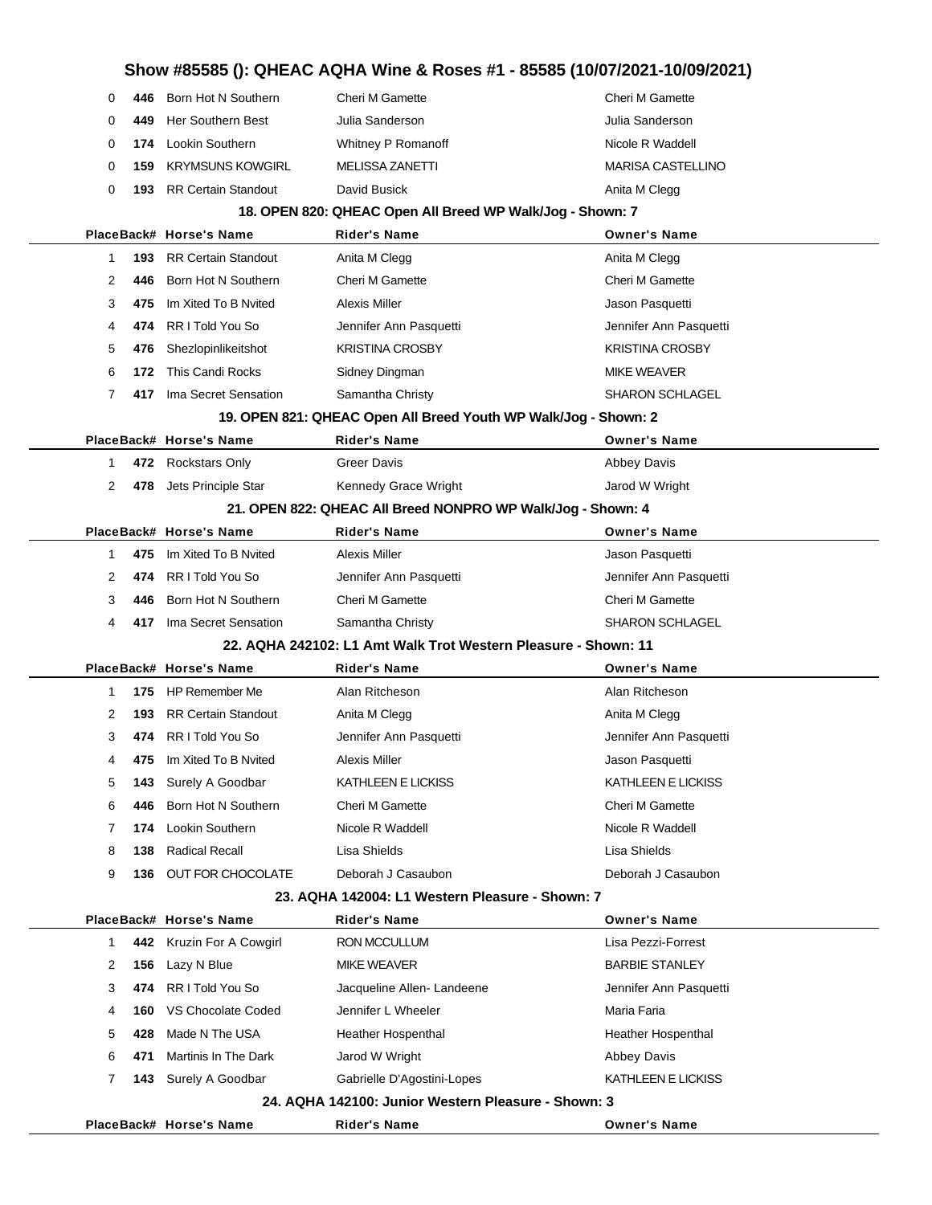| Place | Back# | Horse's Name | Rider's Name | Owner's Name |
|---|---|---|---|---|
| 0 | **446** | Born Hot N Southern | Cheri M Gamette | Cheri M Gamette |
| 0 | **449** | Her Southern Best | Julia Sanderson | Julia Sanderson |
| 0 | **174** | Lookin Southern | Whitney P Romanoff | Nicole R Waddell |
| 0 | **159** | KRYMSUNS KOWGIRL | MELISSA ZANETTI | MARISA CASTELLINO |
| 0 | **193** | RR Certain Standout | David Busick | Anita M Clegg |

### 18. OPEN 820: QHEAC Open All Breed WP Walk/Jog - Shown: 7

| Place | Back# | Horse's Name | Rider's Name | Owner's Name |
|---|---|---|---|---|
| 1 | **193** | RR Certain Standout | Anita M Clegg | Anita M Clegg |
| 2 | **446** | Born Hot N Southern | Cheri M Gamette | Cheri M Gamette |
| 3 | **475** | Im Xited To B Nvited | Alexis Miller | Jason Pasquetti |
| 4 | **474** | RR I Told You So | Jennifer Ann Pasquetti | Jennifer Ann Pasquetti |
| 5 | **476** | Shezlopinlikeitshot | KRISTINA CROSBY | KRISTINA CROSBY |
| 6 | **172** | This Candi Rocks | Sidney Dingman | MIKE WEAVER |
| 7 | **417** | Ima Secret Sensation | Samantha Christy | SHARON SCHLAGEL |

### 19. OPEN 821: QHEAC Open All Breed Youth WP Walk/Jog - Shown: 2

| Place | Back# | Horse's Name | Rider's Name | Owner's Name |
|---|---|---|---|---|
| 1 | **472** | Rockstars Only | Greer Davis | Abbey Davis |
| 2 | **478** | Jets Principle Star | Kennedy Grace Wright | Jarod W Wright |

### 21. OPEN 822: QHEAC All Breed NONPRO WP Walk/Jog - Shown: 4

| Place | Back# | Horse's Name | Rider's Name | Owner's Name |
|---|---|---|---|---|
| 1 | **475** | Im Xited To B Nvited | Alexis Miller | Jason Pasquetti |
| 2 | **474** | RR I Told You So | Jennifer Ann Pasquetti | Jennifer Ann Pasquetti |
| 3 | **446** | Born Hot N Southern | Cheri M Gamette | Cheri M Gamette |
| 4 | **417** | Ima Secret Sensation | Samantha Christy | SHARON SCHLAGEL |

### 22. AQHA 242102: L1 Amt Walk Trot Western Pleasure - Shown: 11

| Place | Back# | Horse's Name | Rider's Name | Owner's Name |
|---|---|---|---|---|
| 1 | **175** | HP Remember Me | Alan Ritcheson | Alan Ritcheson |
| 2 | **193** | RR Certain Standout | Anita M Clegg | Anita M Clegg |
| 3 | **474** | RR I Told You So | Jennifer Ann Pasquetti | Jennifer Ann Pasquetti |
| 4 | **475** | Im Xited To B Nvited | Alexis Miller | Jason Pasquetti |
| 5 | **143** | Surely A Goodbar | KATHLEEN E LICKISS | KATHLEEN E LICKISS |
| 6 | **446** | Born Hot N Southern | Cheri M Gamette | Cheri M Gamette |
| 7 | **174** | Lookin Southern | Nicole R Waddell | Nicole R Waddell |
| 8 | **138** | Radical Recall | Lisa Shields | Lisa Shields |
| 9 | **136** | OUT FOR CHOCOLATE | Deborah J Casaubon | Deborah J Casaubon |

### 23. AQHA 142004: L1 Western Pleasure - Shown: 7

| Place | Back# | Horse's Name | Rider's Name | Owner's Name |
|---|---|---|---|---|
| 1 | **442** | Kruzin For A Cowgirl | RON MCCULLUM | Lisa Pezzi-Forrest |
| 2 | **156** | Lazy N Blue | MIKE WEAVER | BARBIE STANLEY |
| 3 | **474** | RR I Told You So | Jacqueline Allen- Landeene | Jennifer Ann Pasquetti |
| 4 | **160** | VS Chocolate Coded | Jennifer L Wheeler | Maria Faria |
| 5 | **428** | Made N The USA | Heather Hospenthal | Heather Hospenthal |
| 6 | **471** | Martinis In The Dark | Jarod W Wright | Abbey Davis |
| 7 | **143** | Surely A Goodbar | Gabrielle D'Agostini-Lopes | KATHLEEN E LICKISS |

### 24. AQHA 142100: Junior Western Pleasure - Shown: 3

| Place | Back# | Horse's Name | Rider's Name | Owner's Name |
|---|---|---|---|---|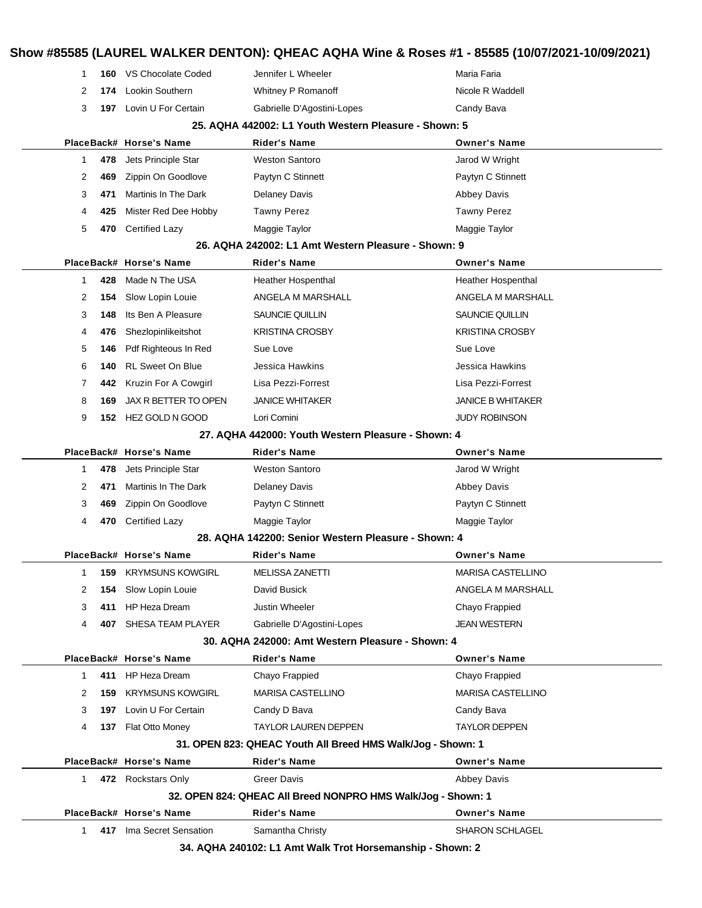# Show #85585 (LAUREL WALKER DENTON): QHEAC AQHA Wine & Roses #1 - 85585 (10/07/2021-10/09/2021)

| Place | Back# | Horse's Name | Rider's Name | Owner's Name |
|---|---|---|---|---|
| 1 | 160 | VS Chocolate Coded | Jennifer L Wheeler | Maria Faria |
| 2 | 174 | Lookin Southern | Whitney P Romanoff | Nicole R Waddell |
| 3 | 197 | Lovin U For Certain | Gabrielle D'Agostini-Lopes | Candy Bava |

### 25. AQHA 442002: L1 Youth Western Pleasure - Shown: 5

| Place | Back# | Horse's Name | Rider's Name | Owner's Name |
|---|---|---|---|---|
| 1 | 478 | Jets Principle Star | Weston Santoro | Jarod W Wright |
| 2 | 469 | Zippin On Goodlove | Paytyn C Stinnett | Paytyn C Stinnett |
| 3 | 471 | Martinis In The Dark | Delaney Davis | Abbey Davis |
| 4 | 425 | Mister Red Dee Hobby | Tawny Perez | Tawny Perez |
| 5 | 470 | Certified Lazy | Maggie Taylor | Maggie Taylor |

### 26. AQHA 242002: L1 Amt Western Pleasure - Shown: 9

| Place | Back# | Horse's Name | Rider's Name | Owner's Name |
|---|---|---|---|---|
| 1 | 428 | Made N The USA | Heather Hospenthal | Heather Hospenthal |
| 2 | 154 | Slow Lopin Louie | ANGELA M MARSHALL | ANGELA M MARSHALL |
| 3 | 148 | Its Ben A Pleasure | SAUNCIE QUILLIN | SAUNCIE QUILLIN |
| 4 | 476 | Shezlopinlikeitshot | KRISTINA CROSBY | KRISTINA CROSBY |
| 5 | 146 | Pdf Righteous In Red | Sue Love | Sue Love |
| 6 | 140 | RL Sweet On Blue | Jessica Hawkins | Jessica Hawkins |
| 7 | 442 | Kruzin For A Cowgirl | Lisa Pezzi-Forrest | Lisa Pezzi-Forrest |
| 8 | 169 | JAX R BETTER TO OPEN | JANICE WHITAKER | JANICE B WHITAKER |
| 9 | 152 | HEZ GOLD N GOOD | Lori Comini | JUDY ROBINSON |

### 27. AQHA 442000: Youth Western Pleasure - Shown: 4

| Place | Back# | Horse's Name | Rider's Name | Owner's Name |
|---|---|---|---|---|
| 1 | 478 | Jets Principle Star | Weston Santoro | Jarod W Wright |
| 2 | 471 | Martinis In The Dark | Delaney Davis | Abbey Davis |
| 3 | 469 | Zippin On Goodlove | Paytyn C Stinnett | Paytyn C Stinnett |
| 4 | 470 | Certified Lazy | Maggie Taylor | Maggie Taylor |

### 28. AQHA 142200: Senior Western Pleasure - Shown: 4

| Place | Back# | Horse's Name | Rider's Name | Owner's Name |
|---|---|---|---|---|
| 1 | 159 | KRYMSUNS KOWGIRL | MELISSA ZANETTI | MARISA CASTELLINO |
| 2 | 154 | Slow Lopin Louie | David Busick | ANGELA M MARSHALL |
| 3 | 411 | HP Heza Dream | Justin Wheeler | Chayo Frappied |
| 4 | 407 | SHESA TEAM PLAYER | Gabrielle D'Agostini-Lopes | JEAN WESTERN |

### 30. AQHA 242000: Amt Western Pleasure - Shown: 4

| Place | Back# | Horse's Name | Rider's Name | Owner's Name |
|---|---|---|---|---|
| 1 | 411 | HP Heza Dream | Chayo Frappied | Chayo Frappied |
| 2 | 159 | KRYMSUNS KOWGIRL | MARISA CASTELLINO | MARISA CASTELLINO |
| 3 | 197 | Lovin U For Certain | Candy D Bava | Candy Bava |
| 4 | 137 | Flat Otto Money | TAYLOR LAUREN DEPPEN | TAYLOR DEPPEN |

### 31. OPEN 823: QHEAC Youth All Breed HMS Walk/Jog - Shown: 1

| Place | Back# | Horse's Name | Rider's Name | Owner's Name |
|---|---|---|---|---|
| 1 | 472 | Rockstars Only | Greer Davis | Abbey Davis |

### 32. OPEN 824: QHEAC All Breed NONPRO HMS Walk/Jog - Shown: 1

| Place | Back# | Horse's Name | Rider's Name | Owner's Name |
|---|---|---|---|---|
| 1 | 417 | Ima Secret Sensation | Samantha Christy | SHARON SCHLAGEL |

### 34. AQHA 240102: L1 Amt Walk Trot Horsemanship - Shown: 2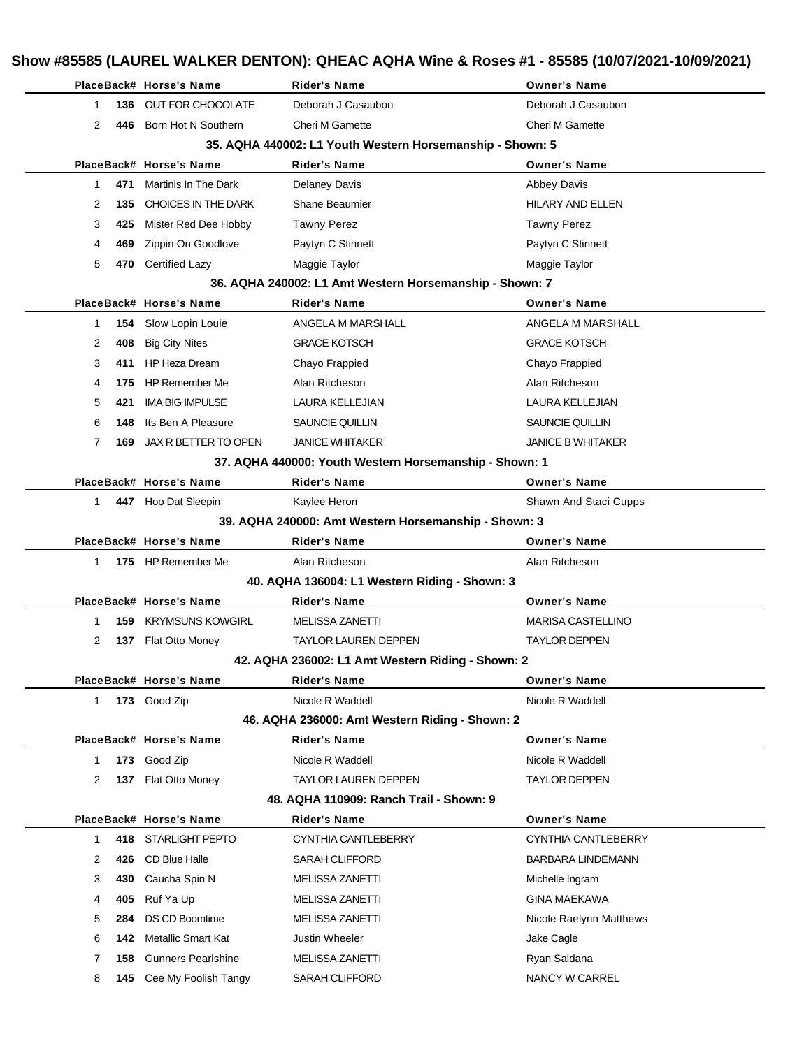# Show #85585 (LAUREL WALKER DENTON): QHEAC AQHA Wine & Roses #1 - 85585 (10/07/2021-10/09/2021)

| Place | Back# | Horse's Name | Rider's Name | Owner's Name |
|---|---|---|---|---|
| 1 | 136 | OUT FOR CHOCOLATE | Deborah J Casaubon | Deborah J Casaubon |
| 2 | 446 | Born Hot N Southern | Cheri M Gamette | Cheri M Gamette |

### 35. AQHA 440002: L1 Youth Western Horsemanship - Shown: 5

| Place | Back# | Horse's Name | Rider's Name | Owner's Name |
|---|---|---|---|---|
| 1 | 471 | Martinis In The Dark | Delaney Davis | Abbey Davis |
| 2 | 135 | CHOICES IN THE DARK | Shane Beaumier | HILARY AND ELLEN |
| 3 | 425 | Mister Red Dee Hobby | Tawny Perez | Tawny Perez |
| 4 | 469 | Zippin On Goodlove | Paytyn C Stinnett | Paytyn C Stinnett |
| 5 | 470 | Certified Lazy | Maggie Taylor | Maggie Taylor |

### 36. AQHA 240002: L1 Amt Western Horsemanship - Shown: 7

| Place | Back# | Horse's Name | Rider's Name | Owner's Name |
|---|---|---|---|---|
| 1 | 154 | Slow Lopin Louie | ANGELA M MARSHALL | ANGELA M MARSHALL |
| 2 | 408 | Big City Nites | GRACE KOTSCH | GRACE KOTSCH |
| 3 | 411 | HP Heza Dream | Chayo Frappied | Chayo Frappied |
| 4 | 175 | HP Remember Me | Alan Ritcheson | Alan Ritcheson |
| 5 | 421 | IMA BIG IMPULSE | LAURA KELLEJIAN | LAURA KELLEJIAN |
| 6 | 148 | Its Ben A Pleasure | SAUNCIE QUILLIN | SAUNCIE QUILLIN |
| 7 | 169 | JAX R BETTER TO OPEN | JANICE WHITAKER | JANICE B WHITAKER |

### 37. AQHA 440000: Youth Western Horsemanship - Shown: 1

| Place | Back# | Horse's Name | Rider's Name | Owner's Name |
|---|---|---|---|---|
| 1 | 447 | Hoo Dat Sleepin | Kaylee Heron | Shawn And Staci Cupps |

### 39. AQHA 240000: Amt Western Horsemanship - Shown: 3

| Place | Back# | Horse's Name | Rider's Name | Owner's Name |
|---|---|---|---|---|
| 1 | 175 | HP Remember Me | Alan Ritcheson | Alan Ritcheson |

### 40. AQHA 136004: L1 Western Riding - Shown: 3

| Place | Back# | Horse's Name | Rider's Name | Owner's Name |
|---|---|---|---|---|
| 1 | 159 | KRYMSUNS KOWGIRL | MELISSA ZANETTI | MARISA CASTELLINO |
| 2 | 137 | Flat Otto Money | TAYLOR LAUREN DEPPEN | TAYLOR DEPPEN |

### 42. AQHA 236002: L1 Amt Western Riding - Shown: 2

| Place | Back# | Horse's Name | Rider's Name | Owner's Name |
|---|---|---|---|---|
| 1 | 173 | Good Zip | Nicole R Waddell | Nicole R Waddell |

### 46. AQHA 236000: Amt Western Riding - Shown: 2

| Place | Back# | Horse's Name | Rider's Name | Owner's Name |
|---|---|---|---|---|
| 1 | 173 | Good Zip | Nicole R Waddell | Nicole R Waddell |
| 2 | 137 | Flat Otto Money | TAYLOR LAUREN DEPPEN | TAYLOR DEPPEN |

### 48. AQHA 110909: Ranch Trail - Shown: 9

| Place | Back# | Horse's Name | Rider's Name | Owner's Name |
|---|---|---|---|---|
| 1 | 418 | STARLIGHT PEPTO | CYNTHIA CANTLEBERRY | CYNTHIA CANTLEBERRY |
| 2 | 426 | CD Blue Halle | SARAH CLIFFORD | BARBARA LINDEMANN |
| 3 | 430 | Caucha Spin N | MELISSA ZANETTI | Michelle Ingram |
| 4 | 405 | Ruf Ya Up | MELISSA ZANETTI | GINA MAEKAWA |
| 5 | 284 | DS CD Boomtime | MELISSA ZANETTI | Nicole Raelynn Matthews |
| 6 | 142 | Metallic Smart Kat | Justin Wheeler | Jake Cagle |
| 7 | 158 | Gunners Pearlshine | MELISSA ZANETTI | Ryan Saldana |
| 8 | 145 | Cee My Foolish Tangy | SARAH CLIFFORD | NANCY W CARREL |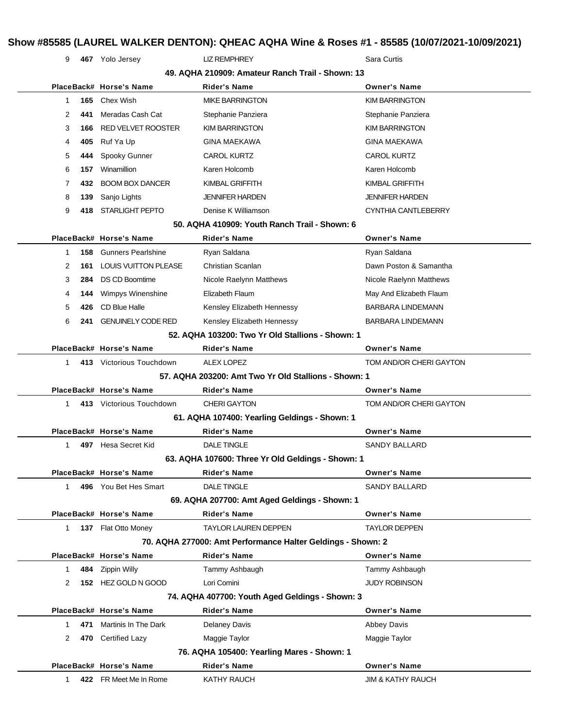# Show #85585 (LAUREL WALKER DENTON): QHEAC AQHA Wine & Roses #1 - 85585 (10/07/2021-10/09/2021)

| Place | Back# | Horse's Name | Rider's Name | Owner's Name |
|---|---|---|---|---|
| 9 | **467** | Yolo Jersey | LIZ REMPHREY | Sara Curtis |

### 49. AQHA 210909: Amateur Ranch Trail - Shown: 13

| Place | Back# | Horse's Name | Rider's Name | Owner's Name |
|---|---|---|---|---|
| 1 | **165** | Chex Wish | MIKE BARRINGTON | KIM BARRINGTON |
| 2 | **441** | Meradas Cash Cat | Stephanie Panziera | Stephanie Panziera |
| 3 | **166** | RED VELVET ROOSTER | KIM BARRINGTON | KIM BARRINGTON |
| 4 | **405** | Ruf Ya Up | GINA MAEKAWA | GINA MAEKAWA |
| 5 | **444** | Spooky Gunner | CAROL KURTZ | CAROL KURTZ |
| 6 | **157** | Winamillion | Karen Holcomb | Karen Holcomb |
| 7 | **432** | BOOM BOX DANCER | KIMBAL GRIFFITH | KIMBAL GRIFFITH |
| 8 | **139** | Sanjo Lights | JENNIFER HARDEN | JENNIFER HARDEN |
| 9 | **418** | STARLIGHT PEPTO | Denise K Williamson | CYNTHIA CANTLEBERRY |

### 50. AQHA 410909: Youth Ranch Trail - Shown: 6

| Place | Back# | Horse's Name | Rider's Name | Owner's Name |
|---|---|---|---|---|
| 1 | **158** | Gunners Pearlshine | Ryan Saldana | Ryan Saldana |
| 2 | **161** | LOUIS VUITTON PLEASE | Christian Scanlan | Dawn Poston & Samantha |
| 3 | **284** | DS CD Boomtime | Nicole Raelynn Matthews | Nicole Raelynn Matthews |
| 4 | **144** | Wimpys Winenshine | Elizabeth Flaum | May And Elizabeth Flaum |
| 5 | **426** | CD Blue Halle | Kensley Elizabeth Hennessy | BARBARA LINDEMANN |
| 6 | **241** | GENUINELY CODE RED | Kensley Elizabeth Hennessy | BARBARA LINDEMANN |

### 52. AQHA 103200: Two Yr Old Stallions - Shown: 1

| Place | Back# | Horse's Name | Rider's Name | Owner's Name |
|---|---|---|---|---|
| 1 | **413** | Victorious Touchdown | ALEX LOPEZ | TOM AND/OR CHERI GAYTON |

### 57. AQHA 203200: Amt Two Yr Old Stallions - Shown: 1

| Place | Back# | Horse's Name | Rider's Name | Owner's Name |
|---|---|---|---|---|
| 1 | **413** | Victorious Touchdown | CHERI GAYTON | TOM AND/OR CHERI GAYTON |

### 61. AQHA 107400: Yearling Geldings - Shown: 1

| Place | Back# | Horse's Name | Rider's Name | Owner's Name |
|---|---|---|---|---|
| 1 | **497** | Hesa Secret Kid | DALE TINGLE | SANDY BALLARD |

### 63. AQHA 107600: Three Yr Old Geldings - Shown: 1

| Place | Back# | Horse's Name | Rider's Name | Owner's Name |
|---|---|---|---|---|
| 1 | **496** | You Bet Hes Smart | DALE TINGLE | SANDY BALLARD |

### 69. AQHA 207700: Amt Aged Geldings - Shown: 1

| Place | Back# | Horse's Name | Rider's Name | Owner's Name |
|---|---|---|---|---|
| 1 | **137** | Flat Otto Money | TAYLOR LAUREN DEPPEN | TAYLOR DEPPEN |

### 70. AQHA 277000: Amt Performance Halter Geldings - Shown: 2

| Place | Back# | Horse's Name | Rider's Name | Owner's Name |
|---|---|---|---|---|
| 1 | **484** | Zippin Willy | Tammy Ashbaugh | Tammy Ashbaugh |
| 2 | **152** | HEZ GOLD N GOOD | Lori Comini | JUDY ROBINSON |

### 74. AQHA 407700: Youth Aged Geldings - Shown: 3

| Place | Back# | Horse's Name | Rider's Name | Owner's Name |
|---|---|---|---|---|
| 1 | **471** | Martinis In The Dark | Delaney Davis | Abbey Davis |
| 2 | **470** | Certified Lazy | Maggie Taylor | Maggie Taylor |

### 76. AQHA 105400: Yearling Mares - Shown: 1

| Place | Back# | Horse's Name | Rider's Name | Owner's Name |
|---|---|---|---|---|
| 1 | **422** | FR Meet Me In Rome | KATHY RAUCH | JIM & KATHY RAUCH |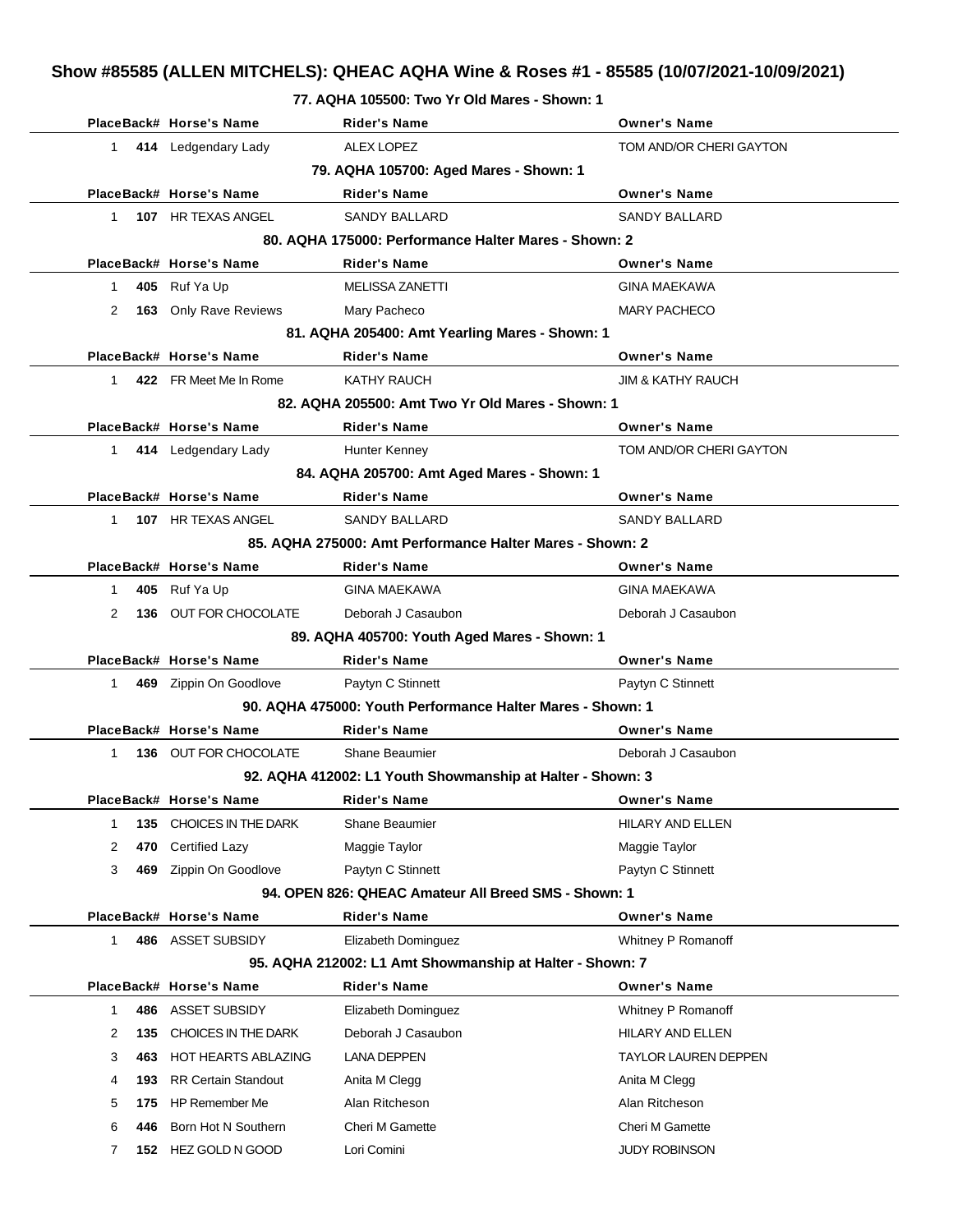# Show #85585 (ALLEN MITCHELS): QHEAC AQHA Wine & Roses #1 - 85585 (10/07/2021-10/09/2021)

### 77. AQHA 105500: Two Yr Old Mares - Shown: 1

| Place | Back# | Horse's Name | Rider's Name | Owner's Name |
|---|---|---|---|---|
| 1 | 414 | Ledgendary Lady | ALEX LOPEZ | TOM AND/OR CHERI GAYTON |

### 79. AQHA 105700: Aged Mares - Shown: 1

| Place | Back# | Horse's Name | Rider's Name | Owner's Name |
|---|---|---|---|---|
| 1 | 107 | HR TEXAS ANGEL | SANDY BALLARD | SANDY BALLARD |

### 80. AQHA 175000: Performance Halter Mares - Shown: 2

| Place | Back# | Horse's Name | Rider's Name | Owner's Name |
|---|---|---|---|---|
| 1 | 405 | Ruf Ya Up | MELISSA ZANETTI | GINA MAEKAWA |
| 2 | 163 | Only Rave Reviews | Mary Pacheco | MARY PACHECO |

### 81. AQHA 205400: Amt Yearling Mares - Shown: 1

| Place | Back# | Horse's Name | Rider's Name | Owner's Name |
|---|---|---|---|---|
| 1 | 422 | FR Meet Me In Rome | KATHY RAUCH | JIM & KATHY RAUCH |

### 82. AQHA 205500: Amt Two Yr Old Mares - Shown: 1

| Place | Back# | Horse's Name | Rider's Name | Owner's Name |
|---|---|---|---|---|
| 1 | 414 | Ledgendary Lady | Hunter Kenney | TOM AND/OR CHERI GAYTON |

### 84. AQHA 205700: Amt Aged Mares - Shown: 1

| Place | Back# | Horse's Name | Rider's Name | Owner's Name |
|---|---|---|---|---|
| 1 | 107 | HR TEXAS ANGEL | SANDY BALLARD | SANDY BALLARD |

### 85. AQHA 275000: Amt Performance Halter Mares - Shown: 2

| Place | Back# | Horse's Name | Rider's Name | Owner's Name |
|---|---|---|---|---|
| 1 | 405 | Ruf Ya Up | GINA MAEKAWA | GINA MAEKAWA |
| 2 | 136 | OUT FOR CHOCOLATE | Deborah J Casaubon | Deborah J Casaubon |

### 89. AQHA 405700: Youth Aged Mares - Shown: 1

| Place | Back# | Horse's Name | Rider's Name | Owner's Name |
|---|---|---|---|---|
| 1 | 469 | Zippin On Goodlove | Paytyn C Stinnett | Paytyn C Stinnett |

### 90. AQHA 475000: Youth Performance Halter Mares - Shown: 1

| Place | Back# | Horse's Name | Rider's Name | Owner's Name |
|---|---|---|---|---|
| 1 | 136 | OUT FOR CHOCOLATE | Shane Beaumier | Deborah J Casaubon |

### 92. AQHA 412002: L1 Youth Showmanship at Halter - Shown: 3

| Place | Back# | Horse's Name | Rider's Name | Owner's Name |
|---|---|---|---|---|
| 1 | 135 | CHOICES IN THE DARK | Shane Beaumier | HILARY AND ELLEN |
| 2 | 470 | Certified Lazy | Maggie Taylor | Maggie Taylor |
| 3 | 469 | Zippin On Goodlove | Paytyn C Stinnett | Paytyn C Stinnett |

### 94. OPEN 826: QHEAC Amateur All Breed SMS - Shown: 1

| Place | Back# | Horse's Name | Rider's Name | Owner's Name |
|---|---|---|---|---|
| 1 | 486 | ASSET SUBSIDY | Elizabeth Dominguez | Whitney P Romanoff |

### 95. AQHA 212002: L1 Amt Showmanship at Halter - Shown: 7

| Place | Back# | Horse's Name | Rider's Name | Owner's Name |
|---|---|---|---|---|
| 1 | 486 | ASSET SUBSIDY | Elizabeth Dominguez | Whitney P Romanoff |
| 2 | 135 | CHOICES IN THE DARK | Deborah J Casaubon | HILARY AND ELLEN |
| 3 | 463 | HOT HEARTS ABLAZING | LANA DEPPEN | TAYLOR LAUREN DEPPEN |
| 4 | 193 | RR Certain Standout | Anita M Clegg | Anita M Clegg |
| 5 | 175 | HP Remember Me | Alan Ritcheson | Alan Ritcheson |
| 6 | 446 | Born Hot N Southern | Cheri M Gamette | Cheri M Gamette |
| 7 | 152 | HEZ GOLD N GOOD | Lori Comini | JUDY ROBINSON |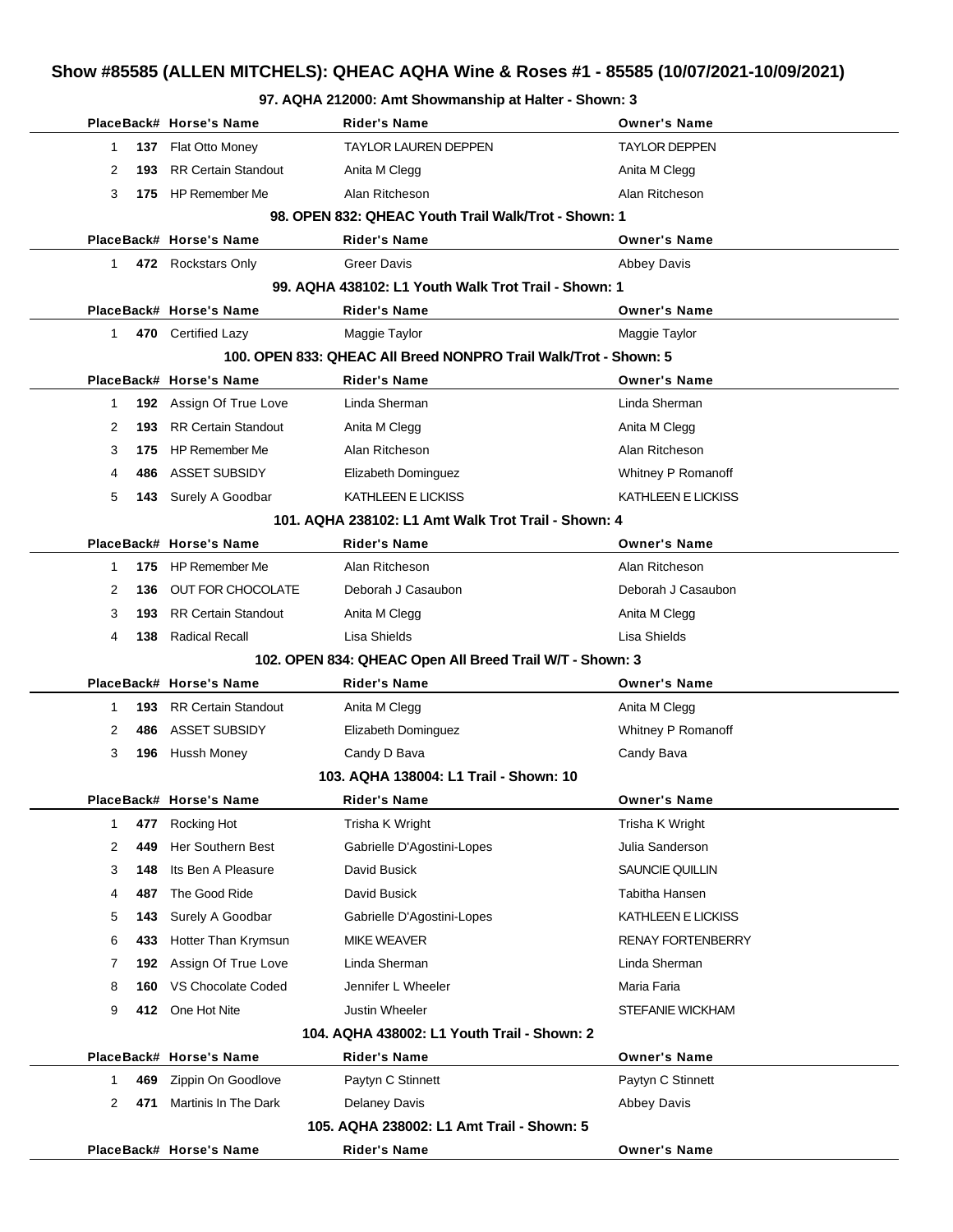# Show #85585 (ALLEN MITCHELS): QHEAC AQHA Wine & Roses #1 - 85585 (10/07/2021-10/09/2021)

## 97. AQHA 212000: Amt Showmanship at Halter - Shown: 3

| Place | Back# | Horse's Name | Rider's Name | Owner's Name |
|---|---|---|---|---|
| 1 | 137 | Flat Otto Money | TAYLOR LAUREN DEPPEN | TAYLOR DEPPEN |
| 2 | 193 | RR Certain Standout | Anita M Clegg | Anita M Clegg |
| 3 | 175 | HP Remember Me | Alan Ritcheson | Alan Ritcheson |

## 98. OPEN 832: QHEAC Youth Trail Walk/Trot - Shown: 1

| Place | Back# | Horse's Name | Rider's Name | Owner's Name |
|---|---|---|---|---|
| 1 | 472 | Rockstars Only | Greer Davis | Abbey Davis |

## 99. AQHA 438102: L1 Youth Walk Trot Trail - Shown: 1

| Place | Back# | Horse's Name | Rider's Name | Owner's Name |
|---|---|---|---|---|
| 1 | 470 | Certified Lazy | Maggie Taylor | Maggie Taylor |

## 100. OPEN 833: QHEAC All Breed NONPRO Trail Walk/Trot - Shown: 5

| Place | Back# | Horse's Name | Rider's Name | Owner's Name |
|---|---|---|---|---|
| 1 | 192 | Assign Of True Love | Linda Sherman | Linda Sherman |
| 2 | 193 | RR Certain Standout | Anita M Clegg | Anita M Clegg |
| 3 | 175 | HP Remember Me | Alan Ritcheson | Alan Ritcheson |
| 4 | 486 | ASSET SUBSIDY | Elizabeth Dominguez | Whitney P Romanoff |
| 5 | 143 | Surely A Goodbar | KATHLEEN E LICKISS | KATHLEEN E LICKISS |

## 101. AQHA 238102: L1 Amt Walk Trot Trail - Shown: 4

| Place | Back# | Horse's Name | Rider's Name | Owner's Name |
|---|---|---|---|---|
| 1 | 175 | HP Remember Me | Alan Ritcheson | Alan Ritcheson |
| 2 | 136 | OUT FOR CHOCOLATE | Deborah J Casaubon | Deborah J Casaubon |
| 3 | 193 | RR Certain Standout | Anita M Clegg | Anita M Clegg |
| 4 | 138 | Radical Recall | Lisa Shields | Lisa Shields |

## 102. OPEN 834: QHEAC Open All Breed Trail W/T - Shown: 3

| Place | Back# | Horse's Name | Rider's Name | Owner's Name |
|---|---|---|---|---|
| 1 | 193 | RR Certain Standout | Anita M Clegg | Anita M Clegg |
| 2 | 486 | ASSET SUBSIDY | Elizabeth Dominguez | Whitney P Romanoff |
| 3 | 196 | Hussh Money | Candy D Bava | Candy Bava |

## 103. AQHA 138004: L1 Trail - Shown: 10

| Place | Back# | Horse's Name | Rider's Name | Owner's Name |
|---|---|---|---|---|
| 1 | 477 | Rocking Hot | Trisha K Wright | Trisha K Wright |
| 2 | 449 | Her Southern Best | Gabrielle D'Agostini-Lopes | Julia Sanderson |
| 3 | 148 | Its Ben A Pleasure | David Busick | SAUNCIE QUILLIN |
| 4 | 487 | The Good Ride | David Busick | Tabitha Hansen |
| 5 | 143 | Surely A Goodbar | Gabrielle D'Agostini-Lopes | KATHLEEN E LICKISS |
| 6 | 433 | Hotter Than Krymsun | MIKE WEAVER | RENAY FORTENBERRY |
| 7 | 192 | Assign Of True Love | Linda Sherman | Linda Sherman |
| 8 | 160 | VS Chocolate Coded | Jennifer L Wheeler | Maria Faria |
| 9 | 412 | One Hot Nite | Justin Wheeler | STEFANIE WICKHAM |

## 104. AQHA 438002: L1 Youth Trail - Shown: 2

| Place | Back# | Horse's Name | Rider's Name | Owner's Name |
|---|---|---|---|---|
| 1 | 469 | Zippin On Goodlove | Paytyn C Stinnett | Paytyn C Stinnett |
| 2 | 471 | Martinis In The Dark | Delaney Davis | Abbey Davis |

## 105. AQHA 238002: L1 Amt Trail - Shown: 5

| Place | Back# | Horse's Name | Rider's Name | Owner's Name |
|---|---|---|---|---|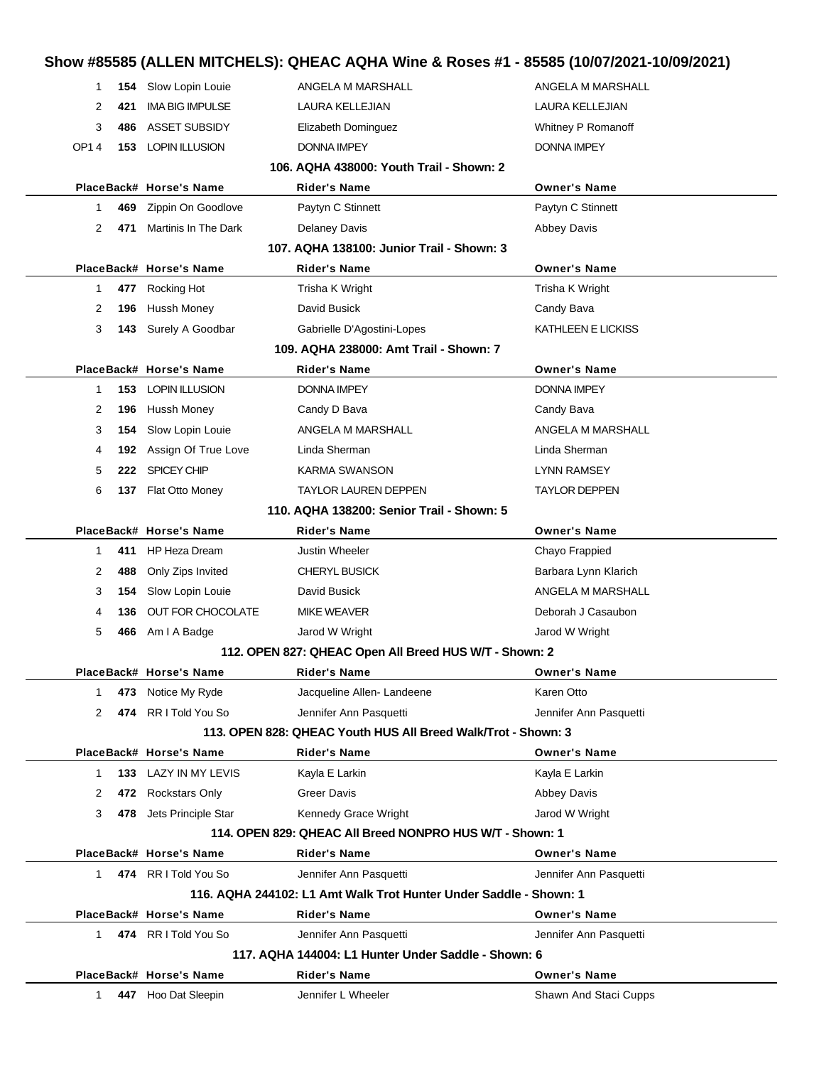# Show #85585 (ALLEN MITCHELS): QHEAC AQHA Wine & Roses #1 - 85585 (10/07/2021-10/09/2021)

| Place | Back# | Horse's Name | Rider's Name | Owner's Name |
|---|---|---|---|---|
| 1 | 154 | Slow Lopin Louie | ANGELA M MARSHALL | ANGELA M MARSHALL |
| 2 | 421 | IMA BIG IMPULSE | LAURA KELLEJIAN | LAURA KELLEJIAN |
| 3 | 486 | ASSET SUBSIDY | Elizabeth Dominguez | Whitney P Romanoff |
| OP1 4 | 153 | LOPIN ILLUSION | DONNA IMPEY | DONNA IMPEY |

### 106. AQHA 438000: Youth Trail - Shown: 2

| Place | Back# | Horse's Name | Rider's Name | Owner's Name |
|---|---|---|---|---|
| 1 | 469 | Zippin On Goodlove | Paytyn C Stinnett | Paytyn C Stinnett |
| 2 | 471 | Martinis In The Dark | Delaney Davis | Abbey Davis |

### 107. AQHA 138100: Junior Trail - Shown: 3

| Place | Back# | Horse's Name | Rider's Name | Owner's Name |
|---|---|---|---|---|
| 1 | 477 | Rocking Hot | Trisha K Wright | Trisha K Wright |
| 2 | 196 | Hussh Money | David Busick | Candy Bava |
| 3 | 143 | Surely A Goodbar | Gabrielle D'Agostini-Lopes | KATHLEEN E LICKISS |

### 109. AQHA 238000: Amt Trail - Shown: 7

| Place | Back# | Horse's Name | Rider's Name | Owner's Name |
|---|---|---|---|---|
| 1 | 153 | LOPIN ILLUSION | DONNA IMPEY | DONNA IMPEY |
| 2 | 196 | Hussh Money | Candy D Bava | Candy Bava |
| 3 | 154 | Slow Lopin Louie | ANGELA M MARSHALL | ANGELA M MARSHALL |
| 4 | 192 | Assign Of True Love | Linda Sherman | Linda Sherman |
| 5 | 222 | SPICEY CHIP | KARMA SWANSON | LYNN RAMSEY |
| 6 | 137 | Flat Otto Money | TAYLOR LAUREN DEPPEN | TAYLOR DEPPEN |

### 110. AQHA 138200: Senior Trail - Shown: 5

| Place | Back# | Horse's Name | Rider's Name | Owner's Name |
|---|---|---|---|---|
| 1 | 411 | HP Heza Dream | Justin Wheeler | Chayo Frappied |
| 2 | 488 | Only Zips Invited | CHERYL BUSICK | Barbara Lynn Klarich |
| 3 | 154 | Slow Lopin Louie | David Busick | ANGELA M MARSHALL |
| 4 | 136 | OUT FOR CHOCOLATE | MIKE WEAVER | Deborah J Casaubon |
| 5 | 466 | Am I A Badge | Jarod W Wright | Jarod W Wright |

### 112. OPEN 827: QHEAC Open All Breed HUS W/T - Shown: 2

| Place | Back# | Horse's Name | Rider's Name | Owner's Name |
|---|---|---|---|---|
| 1 | 473 | Notice My Ryde | Jacqueline Allen- Landeene | Karen Otto |
| 2 | 474 | RR I Told You So | Jennifer Ann Pasquetti | Jennifer Ann Pasquetti |

### 113. OPEN 828: QHEAC Youth HUS All Breed Walk/Trot - Shown: 3

| Place | Back# | Horse's Name | Rider's Name | Owner's Name |
|---|---|---|---|---|
| 1 | 133 | LAZY IN MY LEVIS | Kayla E Larkin | Kayla E Larkin |
| 2 | 472 | Rockstars Only | Greer Davis | Abbey Davis |
| 3 | 478 | Jets Principle Star | Kennedy Grace Wright | Jarod W Wright |

### 114. OPEN 829: QHEAC All Breed NONPRO HUS W/T - Shown: 1

| Place | Back# | Horse's Name | Rider's Name | Owner's Name |
|---|---|---|---|---|
| 1 | 474 | RR I Told You So | Jennifer Ann Pasquetti | Jennifer Ann Pasquetti |

### 116. AQHA 244102: L1 Amt Walk Trot Hunter Under Saddle - Shown: 1

| Place | Back# | Horse's Name | Rider's Name | Owner's Name |
|---|---|---|---|---|
| 1 | 474 | RR I Told You So | Jennifer Ann Pasquetti | Jennifer Ann Pasquetti |

### 117. AQHA 144004: L1 Hunter Under Saddle - Shown: 6

| Place | Back# | Horse's Name | Rider's Name | Owner's Name |
|---|---|---|---|---|
| 1 | 447 | Hoo Dat Sleepin | Jennifer L Wheeler | Shawn And Staci Cupps |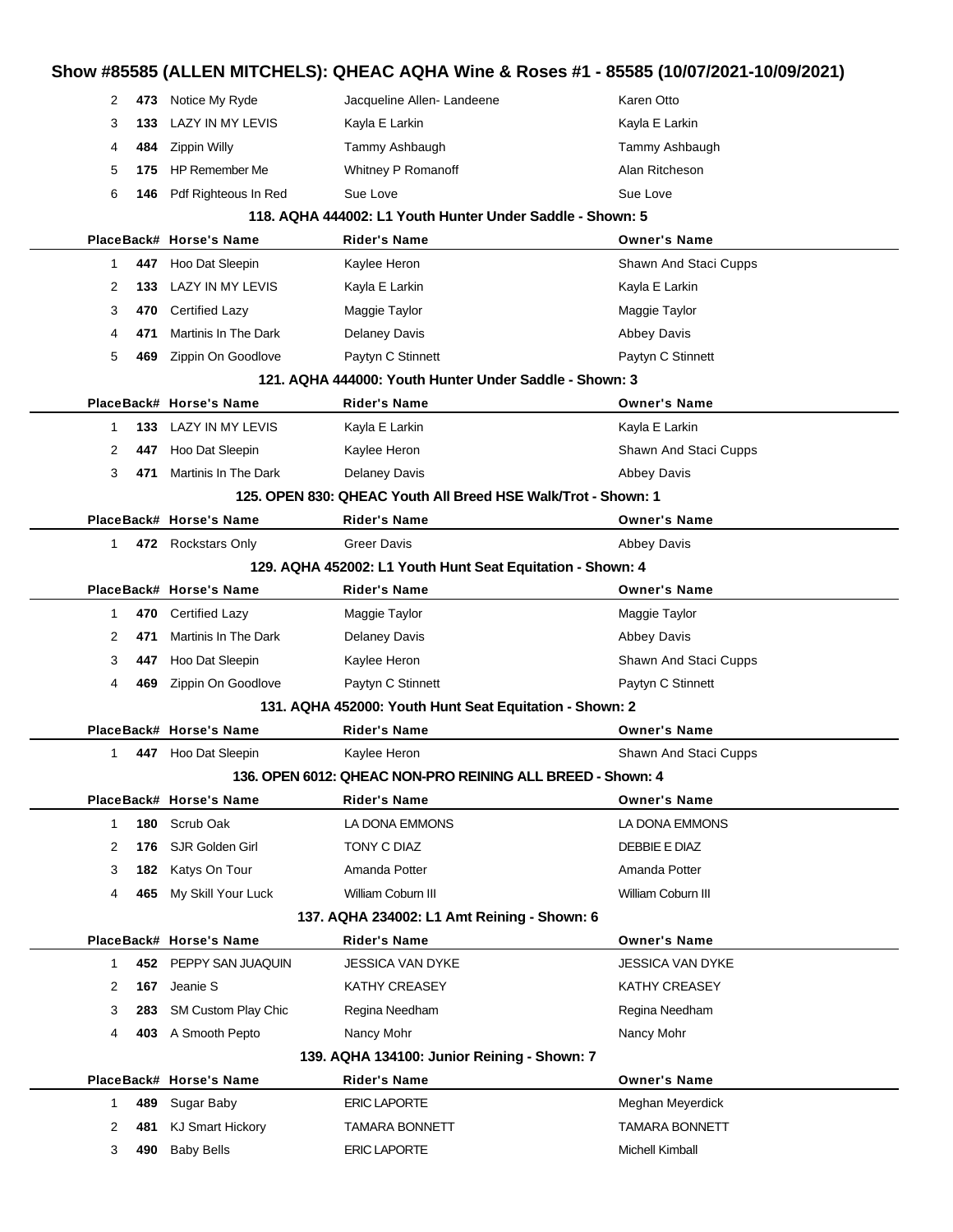# Show #85585 (ALLEN MITCHELS): QHEAC AQHA Wine & Roses #1 - 85585 (10/07/2021-10/09/2021)

| Place | Back# | Horse's Name | Rider's Name | Owner's Name |
|---|---|---|---|---|
| 2 | 473 | Notice My Ryde | Jacqueline Allen- Landeene | Karen Otto |
| 3 | 133 | LAZY IN MY LEVIS | Kayla E Larkin | Kayla E Larkin |
| 4 | 484 | Zippin Willy | Tammy Ashbaugh | Tammy Ashbaugh |
| 5 | 175 | HP Remember Me | Whitney P Romanoff | Alan Ritcheson |
| 6 | 146 | Pdf Righteous In Red | Sue Love | Sue Love |

### 118. AQHA 444002: L1 Youth Hunter Under Saddle - Shown: 5

| Place | Back# | Horse's Name | Rider's Name | Owner's Name |
|---|---|---|---|---|
| 1 | 447 | Hoo Dat Sleepin | Kaylee Heron | Shawn And Staci Cupps |
| 2 | 133 | LAZY IN MY LEVIS | Kayla E Larkin | Kayla E Larkin |
| 3 | 470 | Certified Lazy | Maggie Taylor | Maggie Taylor |
| 4 | 471 | Martinis In The Dark | Delaney Davis | Abbey Davis |
| 5 | 469 | Zippin On Goodlove | Paytyn C Stinnett | Paytyn C Stinnett |

### 121. AQHA 444000: Youth Hunter Under Saddle - Shown: 3

| Place | Back# | Horse's Name | Rider's Name | Owner's Name |
|---|---|---|---|---|
| 1 | 133 | LAZY IN MY LEVIS | Kayla E Larkin | Kayla E Larkin |
| 2 | 447 | Hoo Dat Sleepin | Kaylee Heron | Shawn And Staci Cupps |
| 3 | 471 | Martinis In The Dark | Delaney Davis | Abbey Davis |

### 125. OPEN 830: QHEAC Youth All Breed HSE Walk/Trot - Shown: 1

| Place | Back# | Horse's Name | Rider's Name | Owner's Name |
|---|---|---|---|---|
| 1 | 472 | Rockstars Only | Greer Davis | Abbey Davis |

### 129. AQHA 452002: L1 Youth Hunt Seat Equitation - Shown: 4

| Place | Back# | Horse's Name | Rider's Name | Owner's Name |
|---|---|---|---|---|
| 1 | 470 | Certified Lazy | Maggie Taylor | Maggie Taylor |
| 2 | 471 | Martinis In The Dark | Delaney Davis | Abbey Davis |
| 3 | 447 | Hoo Dat Sleepin | Kaylee Heron | Shawn And Staci Cupps |
| 4 | 469 | Zippin On Goodlove | Paytyn C Stinnett | Paytyn C Stinnett |

### 131. AQHA 452000: Youth Hunt Seat Equitation - Shown: 2

| Place | Back# | Horse's Name | Rider's Name | Owner's Name |
|---|---|---|---|---|
| 1 | 447 | Hoo Dat Sleepin | Kaylee Heron | Shawn And Staci Cupps |

### 136. OPEN 6012: QHEAC NON-PRO REINING ALL BREED - Shown: 4

| Place | Back# | Horse's Name | Rider's Name | Owner's Name |
|---|---|---|---|---|
| 1 | 180 | Scrub Oak | LA DONA EMMONS | LA DONA EMMONS |
| 2 | 176 | SJR Golden Girl | TONY C DIAZ | DEBBIE E DIAZ |
| 3 | 182 | Katys On Tour | Amanda Potter | Amanda Potter |
| 4 | 465 | My Skill Your Luck | William Coburn III | William Coburn III |

### 137. AQHA 234002: L1 Amt Reining - Shown: 6

| Place | Back# | Horse's Name | Rider's Name | Owner's Name |
|---|---|---|---|---|
| 1 | 452 | PEPPY SAN JUAQUIN | JESSICA VAN DYKE | JESSICA VAN DYKE |
| 2 | 167 | Jeanie S | KATHY CREASEY | KATHY CREASEY |
| 3 | 283 | SM Custom Play Chic | Regina Needham | Regina Needham |
| 4 | 403 | A Smooth Pepto | Nancy Mohr | Nancy Mohr |

### 139. AQHA 134100: Junior Reining - Shown: 7

| Place | Back# | Horse's Name | Rider's Name | Owner's Name |
|---|---|---|---|---|
| 1 | 489 | Sugar Baby | ERIC LAPORTE | Meghan Meyerdick |
| 2 | 481 | KJ Smart Hickory | TAMARA BONNETT | TAMARA BONNETT |
| 3 | 490 | Baby Bells | ERIC LAPORTE | Michell Kimball |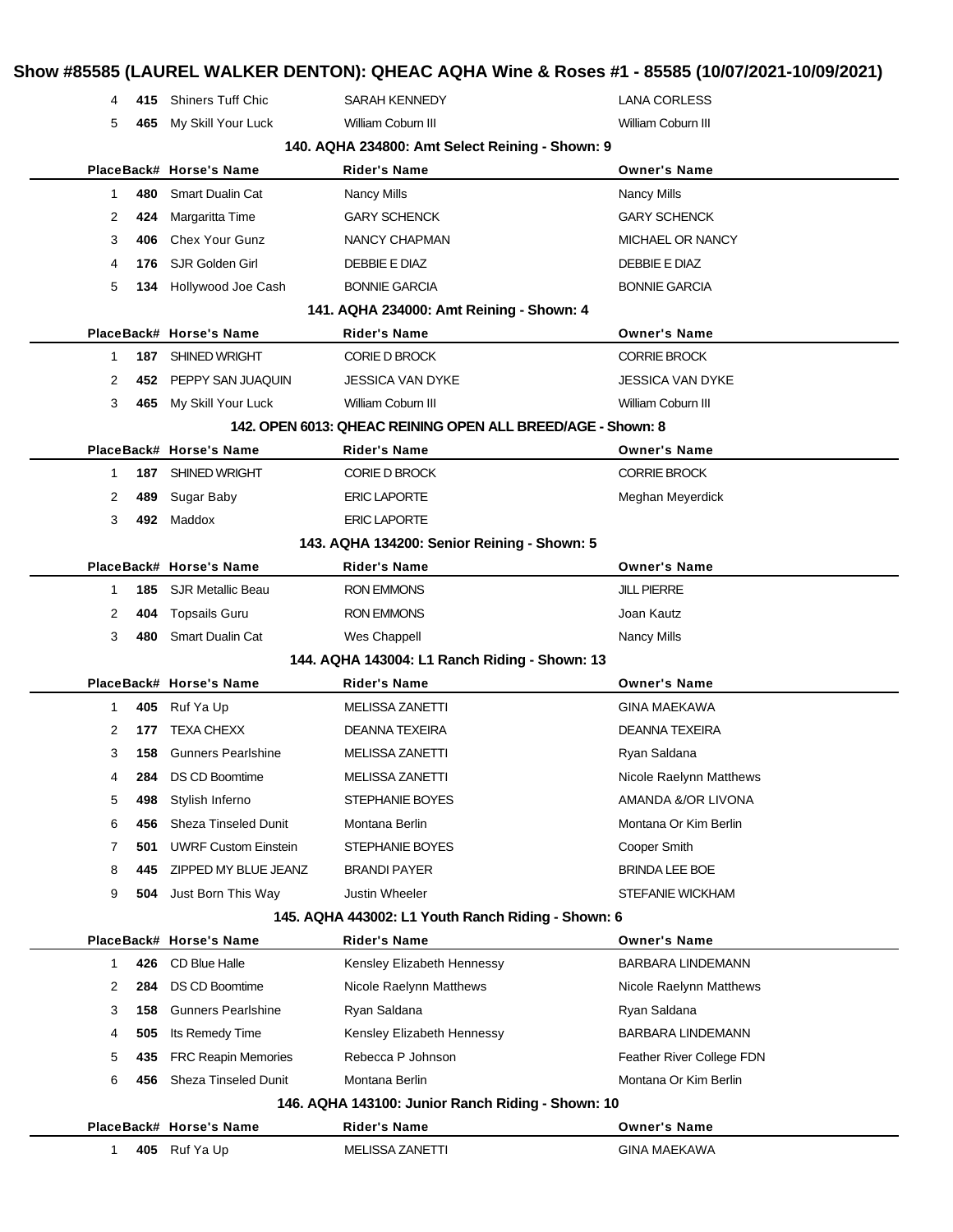# Show #85585 (LAUREL WALKER DENTON): QHEAC AQHA Wine & Roses #1 - 85585 (10/07/2021-10/09/2021)

| Place | Back# | Horse's Name | Rider's Name | Owner's Name |
|---|---|---|---|---|
| 4 | 415 | Shiners Tuff Chic | SARAH KENNEDY | LANA CORLESS |
| 5 | 465 | My Skill Your Luck | William Coburn III | William Coburn III |

### 140. AQHA 234800: Amt Select Reining - Shown: 9

| Place | Back# | Horse's Name | Rider's Name | Owner's Name |
|---|---|---|---|---|
| 1 | 480 | Smart Dualin Cat | Nancy Mills | Nancy Mills |
| 2 | 424 | Margaritta Time | GARY SCHENCK | GARY SCHENCK |
| 3 | 406 | Chex Your Gunz | NANCY CHAPMAN | MICHAEL OR NANCY |
| 4 | 176 | SJR Golden Girl | DEBBIE E DIAZ | DEBBIE E DIAZ |
| 5 | 134 | Hollywood Joe Cash | BONNIE GARCIA | BONNIE GARCIA |

### 141. AQHA 234000: Amt Reining - Shown: 4

| Place | Back# | Horse's Name | Rider's Name | Owner's Name |
|---|---|---|---|---|
| 1 | 187 | SHINED WRIGHT | CORIE D BROCK | CORRIE BROCK |
| 2 | 452 | PEPPY SAN JUAQUIN | JESSICA VAN DYKE | JESSICA VAN DYKE |
| 3 | 465 | My Skill Your Luck | William Coburn III | William Coburn III |

### 142. OPEN 6013: QHEAC REINING OPEN ALL BREED/AGE - Shown: 8

| Place | Back# | Horse's Name | Rider's Name | Owner's Name |
|---|---|---|---|---|
| 1 | 187 | SHINED WRIGHT | CORIE D BROCK | CORRIE BROCK |
| 2 | 489 | Sugar Baby | ERIC LAPORTE | Meghan Meyerdick |
| 3 | 492 | Maddox | ERIC LAPORTE | |

### 143. AQHA 134200: Senior Reining - Shown: 5

| Place | Back# | Horse's Name | Rider's Name | Owner's Name |
|---|---|---|---|---|
| 1 | 185 | SJR Metallic Beau | RON EMMONS | JILL PIERRE |
| 2 | 404 | Topsails Guru | RON EMMONS | Joan Kautz |
| 3 | 480 | Smart Dualin Cat | Wes Chappell | Nancy Mills |

### 144. AQHA 143004: L1 Ranch Riding - Shown: 13

| Place | Back# | Horse's Name | Rider's Name | Owner's Name |
|---|---|---|---|---|
| 1 | 405 | Ruf Ya Up | MELISSA ZANETTI | GINA MAEKAWA |
| 2 | 177 | TEXA CHEXX | DEANNA TEXEIRA | DEANNA TEXEIRA |
| 3 | 158 | Gunners Pearlshine | MELISSA ZANETTI | Ryan Saldana |
| 4 | 284 | DS CD Boomtime | MELISSA ZANETTI | Nicole Raelynn Matthews |
| 5 | 498 | Stylish Inferno | STEPHANIE BOYES | AMANDA &/OR LIVONA |
| 6 | 456 | Sheza Tinseled Dunit | Montana Berlin | Montana Or Kim Berlin |
| 7 | 501 | UWRF Custom Einstein | STEPHANIE BOYES | Cooper Smith |
| 8 | 445 | ZIPPED MY BLUE JEANZ | BRANDI PAYER | BRINDA LEE BOE |
| 9 | 504 | Just Born This Way | Justin Wheeler | STEFANIE WICKHAM |

### 145. AQHA 443002: L1 Youth Ranch Riding - Shown: 6

| Place | Back# | Horse's Name | Rider's Name | Owner's Name |
|---|---|---|---|---|
| 1 | 426 | CD Blue Halle | Kensley Elizabeth Hennessy | BARBARA LINDEMANN |
| 2 | 284 | DS CD Boomtime | Nicole Raelynn Matthews | Nicole Raelynn Matthews |
| 3 | 158 | Gunners Pearlshine | Ryan Saldana | Ryan Saldana |
| 4 | 505 | Its Remedy Time | Kensley Elizabeth Hennessy | BARBARA LINDEMANN |
| 5 | 435 | FRC Reapin Memories | Rebecca P Johnson | Feather River College FDN |
| 6 | 456 | Sheza Tinseled Dunit | Montana Berlin | Montana Or Kim Berlin |

### 146. AQHA 143100: Junior Ranch Riding - Shown: 10

| Place | Back# | Horse's Name | Rider's Name | Owner's Name |
|---|---|---|---|---|
| 1 | 405 | Ruf Ya Up | MELISSA ZANETTI | GINA MAEKAWA |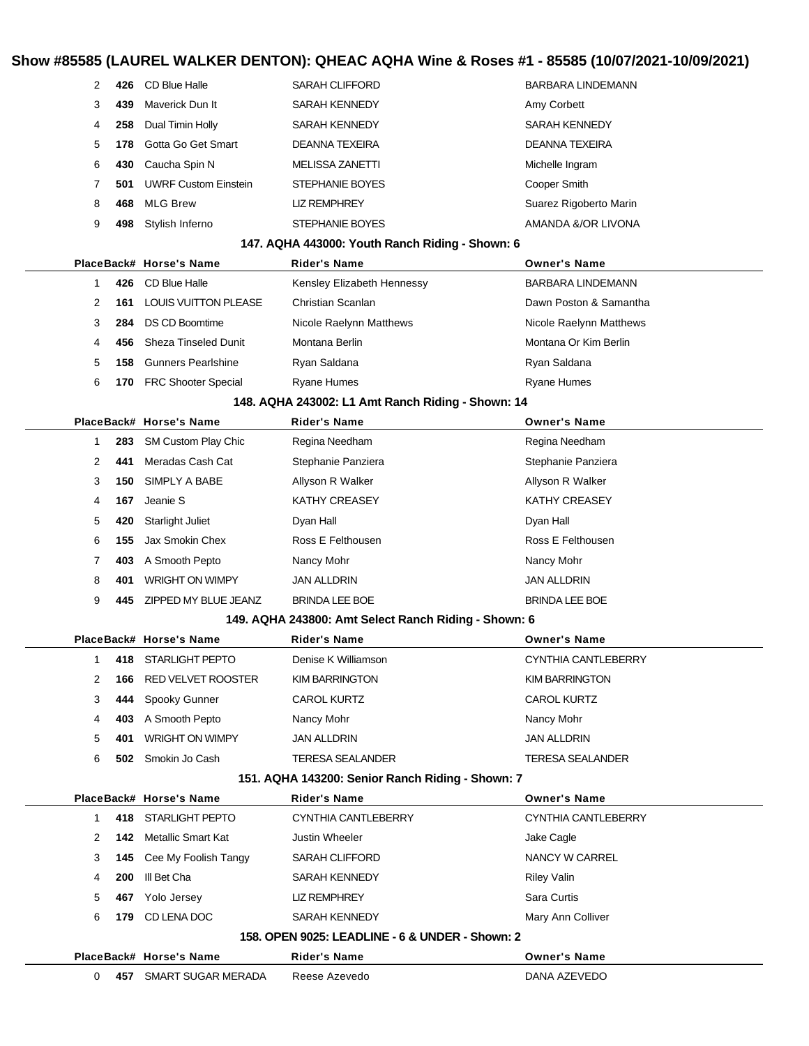| Place | Back# | Horse's Name | Rider's Name | Owner's Name |
|---|---|---|---|---|
| 2 | **426** | CD Blue Halle | SARAH CLIFFORD | BARBARA LINDEMANN |
| 3 | **439** | Maverick Dun It | SARAH KENNEDY | Amy Corbett |
| 4 | **258** | Dual Timin Holly | SARAH KENNEDY | SARAH KENNEDY |
| 5 | **178** | Gotta Go Get Smart | DEANNA TEXEIRA | DEANNA TEXEIRA |
| 6 | **430** | Caucha Spin N | MELISSA ZANETTI | Michelle Ingram |
| 7 | **501** | UWRF Custom Einstein | STEPHANIE BOYES | Cooper Smith |
| 8 | **468** | MLG Brew | LIZ REMPHREY | Suarez Rigoberto Marin |
| 9 | **498** | Stylish Inferno | STEPHANIE BOYES | AMANDA &/OR LIVONA |

### 147. AQHA 443000: Youth Ranch Riding - Shown: 6

| Place | Back# | Horse's Name | Rider's Name | Owner's Name |
|---|---|---|---|---|
| 1 | **426** | CD Blue Halle | Kensley Elizabeth Hennessy | BARBARA LINDEMANN |
| 2 | **161** | LOUIS VUITTON PLEASE | Christian Scanlan | Dawn Poston & Samantha |
| 3 | **284** | DS CD Boomtime | Nicole Raelynn Matthews | Nicole Raelynn Matthews |
| 4 | **456** | Sheza Tinseled Dunit | Montana Berlin | Montana Or Kim Berlin |
| 5 | **158** | Gunners Pearlshine | Ryan Saldana | Ryan Saldana |
| 6 | **170** | FRC Shooter Special | Ryane Humes | Ryane Humes |

### 148. AQHA 243002: L1 Amt Ranch Riding - Shown: 14

| Place | Back# | Horse's Name | Rider's Name | Owner's Name |
|---|---|---|---|---|
| 1 | **283** | SM Custom Play Chic | Regina Needham | Regina Needham |
| 2 | **441** | Meradas Cash Cat | Stephanie Panziera | Stephanie Panziera |
| 3 | **150** | SIMPLY A BABE | Allyson R Walker | Allyson R Walker |
| 4 | **167** | Jeanie S | KATHY CREASEY | KATHY CREASEY |
| 5 | **420** | Starlight Juliet | Dyan Hall | Dyan Hall |
| 6 | **155** | Jax Smokin Chex | Ross E Felthousen | Ross E Felthousen |
| 7 | **403** | A Smooth Pepto | Nancy Mohr | Nancy Mohr |
| 8 | **401** | WRIGHT ON WIMPY | JAN ALLDRIN | JAN ALLDRIN |
| 9 | **445** | ZIPPED MY BLUE JEANZ | BRINDA LEE BOE | BRINDA LEE BOE |

### 149. AQHA 243800: Amt Select Ranch Riding - Shown: 6

| Place | Back# | Horse's Name | Rider's Name | Owner's Name |
|---|---|---|---|---|
| 1 | **418** | STARLIGHT PEPTO | Denise K Williamson | CYNTHIA CANTLEBERRY |
| 2 | **166** | RED VELVET ROOSTER | KIM BARRINGTON | KIM BARRINGTON |
| 3 | **444** | Spooky Gunner | CAROL KURTZ | CAROL KURTZ |
| 4 | **403** | A Smooth Pepto | Nancy Mohr | Nancy Mohr |
| 5 | **401** | WRIGHT ON WIMPY | JAN ALLDRIN | JAN ALLDRIN |
| 6 | **502** | Smokin Jo Cash | TERESA SEALANDER | TERESA SEALANDER |

### 151. AQHA 143200: Senior Ranch Riding - Shown: 7

| Place | Back# | Horse's Name | Rider's Name | Owner's Name |
|---|---|---|---|---|
| 1 | **418** | STARLIGHT PEPTO | CYNTHIA CANTLEBERRY | CYNTHIA CANTLEBERRY |
| 2 | **142** | Metallic Smart Kat | Justin Wheeler | Jake Cagle |
| 3 | **145** | Cee My Foolish Tangy | SARAH CLIFFORD | NANCY W CARREL |
| 4 | **200** | Ill Bet Cha | SARAH KENNEDY | Riley Valin |
| 5 | **467** | Yolo Jersey | LIZ REMPHREY | Sara Curtis |
| 6 | **179** | CD LENA DOC | SARAH KENNEDY | Mary Ann Colliver |

### 158. OPEN 9025: LEADLINE - 6 & UNDER - Shown: 2

| Place | Back# | Horse's Name | Rider's Name | Owner's Name |
|---|---|---|---|---|
| 0 | **457** | SMART SUGAR MERADA | Reese Azevedo | DANA AZEVEDO |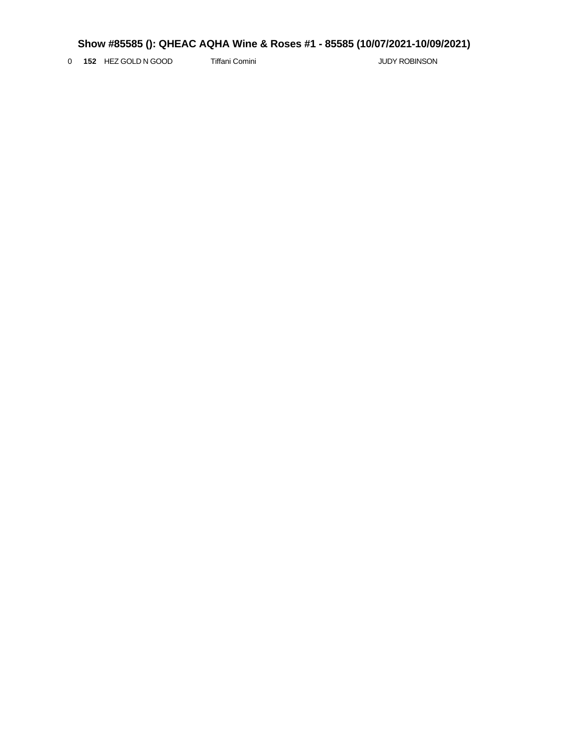### Show #85585 (): QHEAC AQHA Wine & Roses #1 - 85585 (10/07/2021-10/09/2021)

| | | | | |
|---|---|---|---|---|
| 0 | **152** | HEZ GOLD N GOOD | Tiffani Comini | JUDY ROBINSON |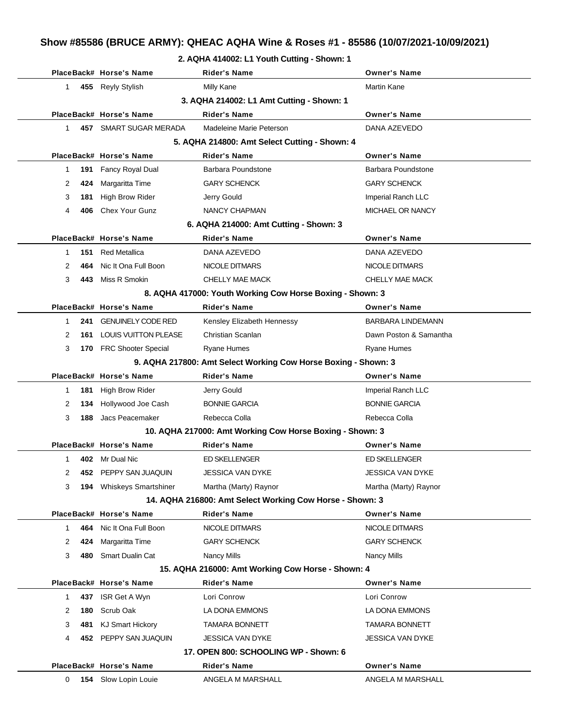# Show #85586 (BRUCE ARMY): QHEAC AQHA Wine & Roses #1 - 85586 (10/07/2021-10/09/2021)

### 2. AQHA 414002: L1 Youth Cutting - Shown: 1

| Place | Back# | Horse's Name | Rider's Name | Owner's Name |
|---|---|---|---|---|
| 1 | 455 | Reyly Stylish | Milly Kane | Martin Kane |

### 3. AQHA 214002: L1 Amt Cutting - Shown: 1

| Place | Back# | Horse's Name | Rider's Name | Owner's Name |
|---|---|---|---|---|
| 1 | 457 | SMART SUGAR MERADA | Madeleine Marie Peterson | DANA AZEVEDO |

### 5. AQHA 214800: Amt Select Cutting - Shown: 4

| Place | Back# | Horse's Name | Rider's Name | Owner's Name |
|---|---|---|---|---|
| 1 | 191 | Fancy Royal Dual | Barbara Poundstone | Barbara Poundstone |
| 2 | 424 | Margaritta Time | GARY SCHENCK | GARY SCHENCK |
| 3 | 181 | High Brow Rider | Jerry Gould | Imperial Ranch LLC |
| 4 | 406 | Chex Your Gunz | NANCY CHAPMAN | MICHAEL OR NANCY |

### 6. AQHA 214000: Amt Cutting - Shown: 3

| Place | Back# | Horse's Name | Rider's Name | Owner's Name |
|---|---|---|---|---|
| 1 | 151 | Red Metallica | DANA AZEVEDO | DANA AZEVEDO |
| 2 | 464 | Nic It Ona Full Boon | NICOLE DITMARS | NICOLE DITMARS |
| 3 | 443 | Miss R Smokin | CHELLY MAE MACK | CHELLY MAE MACK |

### 8. AQHA 417000: Youth Working Cow Horse Boxing - Shown: 3

| Place | Back# | Horse's Name | Rider's Name | Owner's Name |
|---|---|---|---|---|
| 1 | 241 | GENUINELY CODE RED | Kensley Elizabeth Hennessy | BARBARA LINDEMANN |
| 2 | 161 | LOUIS VUITTON PLEASE | Christian Scanlan | Dawn Poston & Samantha |
| 3 | 170 | FRC Shooter Special | Ryane Humes | Ryane Humes |

### 9. AQHA 217800: Amt Select Working Cow Horse Boxing - Shown: 3

| Place | Back# | Horse's Name | Rider's Name | Owner's Name |
|---|---|---|---|---|
| 1 | 181 | High Brow Rider | Jerry Gould | Imperial Ranch LLC |
| 2 | 134 | Hollywood Joe Cash | BONNIE GARCIA | BONNIE GARCIA |
| 3 | 188 | Jacs Peacemaker | Rebecca Colla | Rebecca Colla |

### 10. AQHA 217000: Amt Working Cow Horse Boxing - Shown: 3

| Place | Back# | Horse's Name | Rider's Name | Owner's Name |
|---|---|---|---|---|
| 1 | 402 | Mr Dual Nic | ED SKELLENGER | ED SKELLENGER |
| 2 | 452 | PEPPY SAN JUAQUIN | JESSICA VAN DYKE | JESSICA VAN DYKE |
| 3 | 194 | Whiskeys Smartshiner | Martha (Marty) Raynor | Martha (Marty) Raynor |

### 14. AQHA 216800: Amt Select Working Cow Horse - Shown: 3

| Place | Back# | Horse's Name | Rider's Name | Owner's Name |
|---|---|---|---|---|
| 1 | 464 | Nic It Ona Full Boon | NICOLE DITMARS | NICOLE DITMARS |
| 2 | 424 | Margaritta Time | GARY SCHENCK | GARY SCHENCK |
| 3 | 480 | Smart Dualin Cat | Nancy Mills | Nancy Mills |

### 15. AQHA 216000: Amt Working Cow Horse - Shown: 4

| Place | Back# | Horse's Name | Rider's Name | Owner's Name |
|---|---|---|---|---|
| 1 | 437 | ISR Get A Wyn | Lori Conrow | Lori Conrow |
| 2 | 180 | Scrub Oak | LA DONA EMMONS | LA DONA EMMONS |
| 3 | 481 | KJ Smart Hickory | TAMARA BONNETT | TAMARA BONNETT |
| 4 | 452 | PEPPY SAN JUAQUIN | JESSICA VAN DYKE | JESSICA VAN DYKE |

### 17. OPEN 800: SCHOOLING WP - Shown: 6

| Place | Back# | Horse's Name | Rider's Name | Owner's Name |
|---|---|---|---|---|
| 0 | 154 | Slow Lopin Louie | ANGELA M MARSHALL | ANGELA M MARSHALL |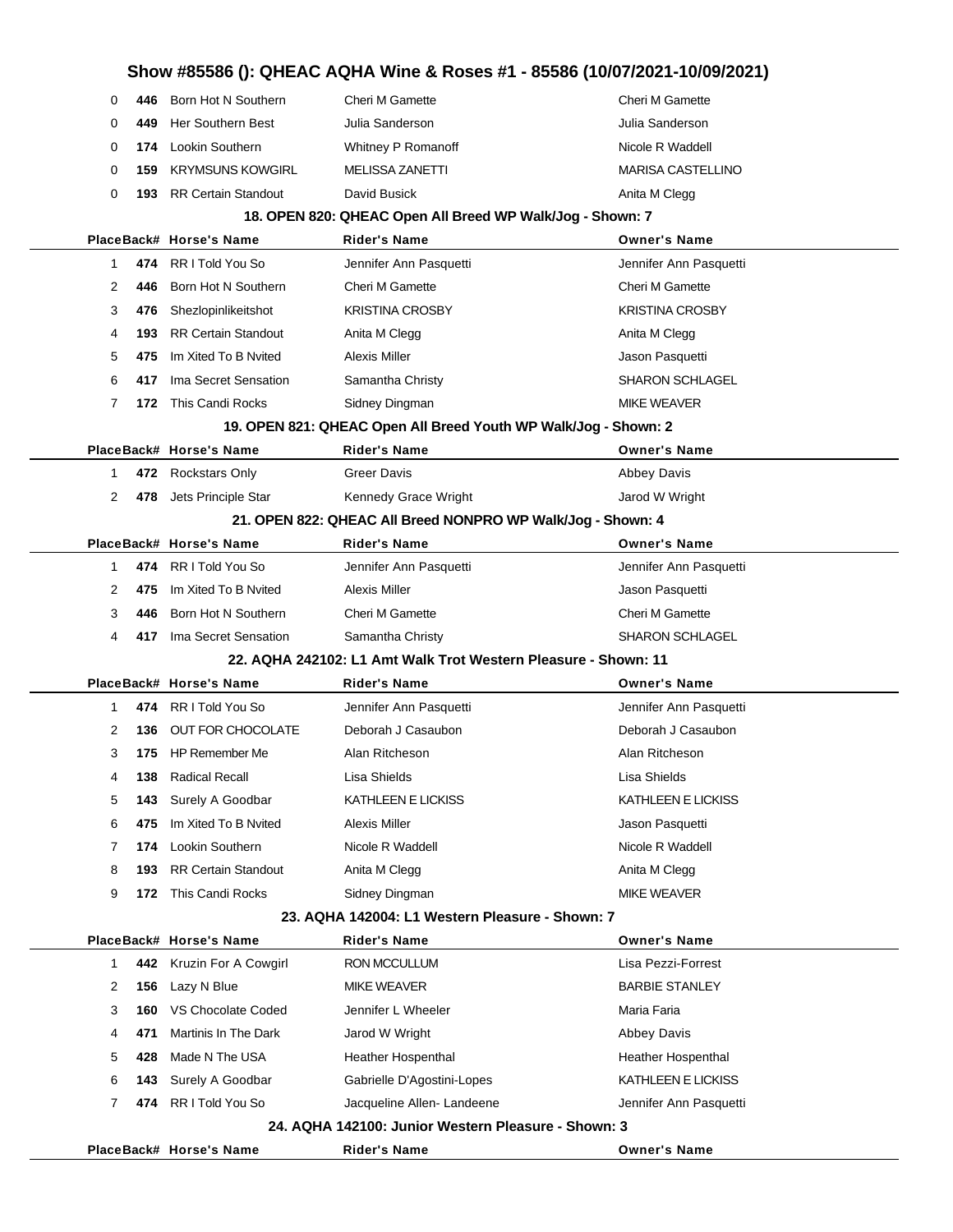| Place | Back# | Horse's Name | Rider's Name | Owner's Name |
|---|---|---|---|---|
| 0 | 446 | Born Hot N Southern | Cheri M Gamette | Cheri M Gamette |
| 0 | 449 | Her Southern Best | Julia Sanderson | Julia Sanderson |
| 0 | 174 | Lookin Southern | Whitney P Romanoff | Nicole R Waddell |
| 0 | 159 | KRYMSUNS KOWGIRL | MELISSA ZANETTI | MARISA CASTELLINO |
| 0 | 193 | RR Certain Standout | David Busick | Anita M Clegg |

### 18. OPEN 820: QHEAC Open All Breed WP Walk/Jog - Shown: 7

| Place | Back# | Horse's Name | Rider's Name | Owner's Name |
|---|---|---|---|---|
| 1 | 474 | RR I Told You So | Jennifer Ann Pasquetti | Jennifer Ann Pasquetti |
| 2 | 446 | Born Hot N Southern | Cheri M Gamette | Cheri M Gamette |
| 3 | 476 | Shezlopinlikeitshot | KRISTINA CROSBY | KRISTINA CROSBY |
| 4 | 193 | RR Certain Standout | Anita M Clegg | Anita M Clegg |
| 5 | 475 | Im Xited To B Nvited | Alexis Miller | Jason Pasquetti |
| 6 | 417 | Ima Secret Sensation | Samantha Christy | SHARON SCHLAGEL |
| 7 | 172 | This Candi Rocks | Sidney Dingman | MIKE WEAVER |

### 19. OPEN 821: QHEAC Open All Breed Youth WP Walk/Jog - Shown: 2

| Place | Back# | Horse's Name | Rider's Name | Owner's Name |
|---|---|---|---|---|
| 1 | 472 | Rockstars Only | Greer Davis | Abbey Davis |
| 2 | 478 | Jets Principle Star | Kennedy Grace Wright | Jarod W Wright |

### 21. OPEN 822: QHEAC All Breed NONPRO WP Walk/Jog - Shown: 4

| Place | Back# | Horse's Name | Rider's Name | Owner's Name |
|---|---|---|---|---|
| 1 | 474 | RR I Told You So | Jennifer Ann Pasquetti | Jennifer Ann Pasquetti |
| 2 | 475 | Im Xited To B Nvited | Alexis Miller | Jason Pasquetti |
| 3 | 446 | Born Hot N Southern | Cheri M Gamette | Cheri M Gamette |
| 4 | 417 | Ima Secret Sensation | Samantha Christy | SHARON SCHLAGEL |

### 22. AQHA 242102: L1 Amt Walk Trot Western Pleasure - Shown: 11

| Place | Back# | Horse's Name | Rider's Name | Owner's Name |
|---|---|---|---|---|
| 1 | 474 | RR I Told You So | Jennifer Ann Pasquetti | Jennifer Ann Pasquetti |
| 2 | 136 | OUT FOR CHOCOLATE | Deborah J Casaubon | Deborah J Casaubon |
| 3 | 175 | HP Remember Me | Alan Ritcheson | Alan Ritcheson |
| 4 | 138 | Radical Recall | Lisa Shields | Lisa Shields |
| 5 | 143 | Surely A Goodbar | KATHLEEN E LICKISS | KATHLEEN E LICKISS |
| 6 | 475 | Im Xited To B Nvited | Alexis Miller | Jason Pasquetti |
| 7 | 174 | Lookin Southern | Nicole R Waddell | Nicole R Waddell |
| 8 | 193 | RR Certain Standout | Anita M Clegg | Anita M Clegg |
| 9 | 172 | This Candi Rocks | Sidney Dingman | MIKE WEAVER |

### 23. AQHA 142004: L1 Western Pleasure - Shown: 7

| Place | Back# | Horse's Name | Rider's Name | Owner's Name |
|---|---|---|---|---|
| 1 | 442 | Kruzin For A Cowgirl | RON MCCULLUM | Lisa Pezzi-Forrest |
| 2 | 156 | Lazy N Blue | MIKE WEAVER | BARBIE STANLEY |
| 3 | 160 | VS Chocolate Coded | Jennifer L Wheeler | Maria Faria |
| 4 | 471 | Martinis In The Dark | Jarod W Wright | Abbey Davis |
| 5 | 428 | Made N The USA | Heather Hospenthal | Heather Hospenthal |
| 6 | 143 | Surely A Goodbar | Gabrielle D'Agostini-Lopes | KATHLEEN E LICKISS |
| 7 | 474 | RR I Told You So | Jacqueline Allen- Landeene | Jennifer Ann Pasquetti |

### 24. AQHA 142100: Junior Western Pleasure - Shown: 3

| Place | Back# | Horse's Name | Rider's Name | Owner's Name |
|---|---|---|---|---|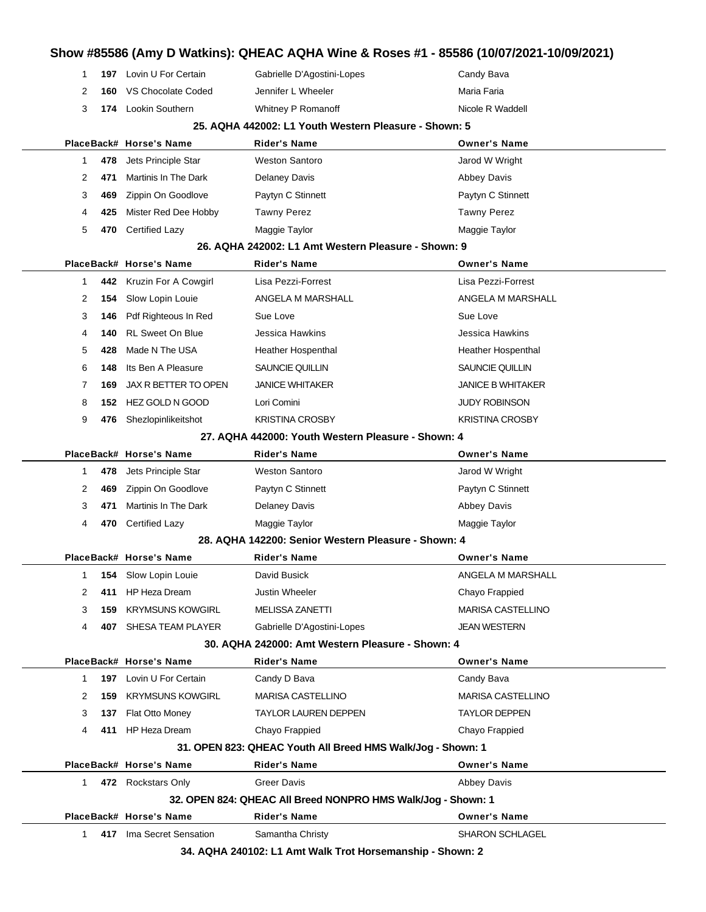| Place | Back# | Horse's Name | Rider's Name | Owner's Name |
|---|---|---|---|---|
| 1 | 197 | Lovin U For Certain | Gabrielle D'Agostini-Lopes | Candy Bava |
| 2 | 160 | VS Chocolate Coded | Jennifer L Wheeler | Maria Faria |
| 3 | 174 | Lookin Southern | Whitney P Romanoff | Nicole R Waddell |

### 25. AQHA 442002: L1 Youth Western Pleasure - Shown: 5

| Place | Back# | Horse's Name | Rider's Name | Owner's Name |
|---|---|---|---|---|
| 1 | 478 | Jets Principle Star | Weston Santoro | Jarod W Wright |
| 2 | 471 | Martinis In The Dark | Delaney Davis | Abbey Davis |
| 3 | 469 | Zippin On Goodlove | Paytyn C Stinnett | Paytyn C Stinnett |
| 4 | 425 | Mister Red Dee Hobby | Tawny Perez | Tawny Perez |
| 5 | 470 | Certified Lazy | Maggie Taylor | Maggie Taylor |

### 26. AQHA 242002: L1 Amt Western Pleasure - Shown: 9

| Place | Back# | Horse's Name | Rider's Name | Owner's Name |
|---|---|---|---|---|
| 1 | 442 | Kruzin For A Cowgirl | Lisa Pezzi-Forrest | Lisa Pezzi-Forrest |
| 2 | 154 | Slow Lopin Louie | ANGELA M MARSHALL | ANGELA M MARSHALL |
| 3 | 146 | Pdf Righteous In Red | Sue Love | Sue Love |
| 4 | 140 | RL Sweet On Blue | Jessica Hawkins | Jessica Hawkins |
| 5 | 428 | Made N The USA | Heather Hospenthal | Heather Hospenthal |
| 6 | 148 | Its Ben A Pleasure | SAUNCIE QUILLIN | SAUNCIE QUILLIN |
| 7 | 169 | JAX R BETTER TO OPEN | JANICE WHITAKER | JANICE B WHITAKER |
| 8 | 152 | HEZ GOLD N GOOD | Lori Comini | JUDY ROBINSON |
| 9 | 476 | Shezlopinlikeitshot | KRISTINA CROSBY | KRISTINA CROSBY |

### 27. AQHA 442000: Youth Western Pleasure - Shown: 4

| Place | Back# | Horse's Name | Rider's Name | Owner's Name |
|---|---|---|---|---|
| 1 | 478 | Jets Principle Star | Weston Santoro | Jarod W Wright |
| 2 | 469 | Zippin On Goodlove | Paytyn C Stinnett | Paytyn C Stinnett |
| 3 | 471 | Martinis In The Dark | Delaney Davis | Abbey Davis |
| 4 | 470 | Certified Lazy | Maggie Taylor | Maggie Taylor |

### 28. AQHA 142200: Senior Western Pleasure - Shown: 4

| Place | Back# | Horse's Name | Rider's Name | Owner's Name |
|---|---|---|---|---|
| 1 | 154 | Slow Lopin Louie | David Busick | ANGELA M MARSHALL |
| 2 | 411 | HP Heza Dream | Justin Wheeler | Chayo Frappied |
| 3 | 159 | KRYMSUNS KOWGIRL | MELISSA ZANETTI | MARISA CASTELLINO |
| 4 | 407 | SHESA TEAM PLAYER | Gabrielle D'Agostini-Lopes | JEAN WESTERN |

### 30. AQHA 242000: Amt Western Pleasure - Shown: 4

| Place | Back# | Horse's Name | Rider's Name | Owner's Name |
|---|---|---|---|---|
| 1 | 197 | Lovin U For Certain | Candy D Bava | Candy Bava |
| 2 | 159 | KRYMSUNS KOWGIRL | MARISA CASTELLINO | MARISA CASTELLINO |
| 3 | 137 | Flat Otto Money | TAYLOR LAUREN DEPPEN | TAYLOR DEPPEN |
| 4 | 411 | HP Heza Dream | Chayo Frappied | Chayo Frappied |

### 31. OPEN 823: QHEAC Youth All Breed HMS Walk/Jog - Shown: 1

| Place | Back# | Horse's Name | Rider's Name | Owner's Name |
|---|---|---|---|---|
| 1 | 472 | Rockstars Only | Greer Davis | Abbey Davis |

### 32. OPEN 824: QHEAC All Breed NONPRO HMS Walk/Jog - Shown: 1

| Place | Back# | Horse's Name | Rider's Name | Owner's Name |
|---|---|---|---|---|
| 1 | 417 | Ima Secret Sensation | Samantha Christy | SHARON SCHLAGEL |

### 34. AQHA 240102: L1 Amt Walk Trot Horsemanship - Shown: 2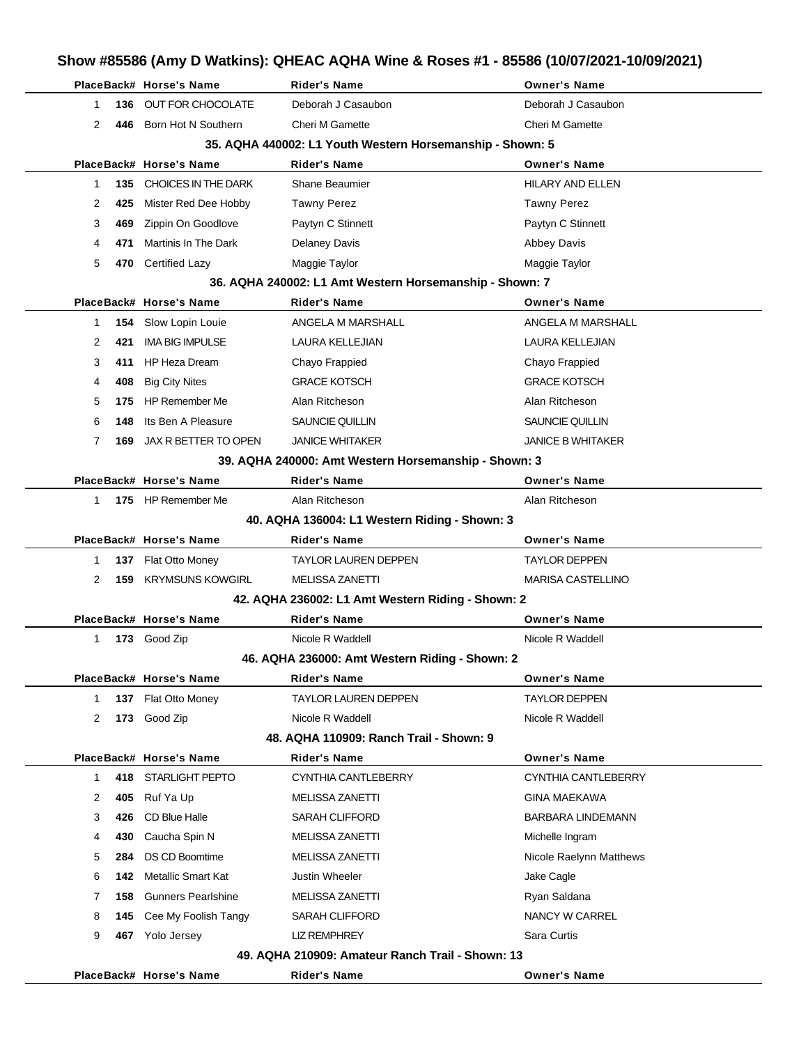## Show #85586 (Amy D Watkins): QHEAC AQHA Wine & Roses #1 - 85586 (10/07/2021-10/09/2021)

| Place | Back# | Horse's Name | Rider's Name | Owner's Name |
|---|---|---|---|---|
| 1 | 136 | OUT FOR CHOCOLATE | Deborah J Casaubon | Deborah J Casaubon |
| 2 | 446 | Born Hot N Southern | Cheri M Gamette | Cheri M Gamette |

### 35. AQHA 440002: L1 Youth Western Horsemanship - Shown: 5

| Place | Back# | Horse's Name | Rider's Name | Owner's Name |
|---|---|---|---|---|
| 1 | 135 | CHOICES IN THE DARK | Shane Beaumier | HILARY AND ELLEN |
| 2 | 425 | Mister Red Dee Hobby | Tawny Perez | Tawny Perez |
| 3 | 469 | Zippin On Goodlove | Paytyn C Stinnett | Paytyn C Stinnett |
| 4 | 471 | Martinis In The Dark | Delaney Davis | Abbey Davis |
| 5 | 470 | Certified Lazy | Maggie Taylor | Maggie Taylor |

### 36. AQHA 240002: L1 Amt Western Horsemanship - Shown: 7

| Place | Back# | Horse's Name | Rider's Name | Owner's Name |
|---|---|---|---|---|
| 1 | 154 | Slow Lopin Louie | ANGELA M MARSHALL | ANGELA M MARSHALL |
| 2 | 421 | IMA BIG IMPULSE | LAURA KELLEJIAN | LAURA KELLEJIAN |
| 3 | 411 | HP Heza Dream | Chayo Frappied | Chayo Frappied |
| 4 | 408 | Big City Nites | GRACE KOTSCH | GRACE KOTSCH |
| 5 | 175 | HP Remember Me | Alan Ritcheson | Alan Ritcheson |
| 6 | 148 | Its Ben A Pleasure | SAUNCIE QUILLIN | SAUNCIE QUILLIN |
| 7 | 169 | JAX R BETTER TO OPEN | JANICE WHITAKER | JANICE B WHITAKER |

### 39. AQHA 240000: Amt Western Horsemanship - Shown: 3

| Place | Back# | Horse's Name | Rider's Name | Owner's Name |
|---|---|---|---|---|
| 1 | 175 | HP Remember Me | Alan Ritcheson | Alan Ritcheson |

### 40. AQHA 136004: L1 Western Riding - Shown: 3

| Place | Back# | Horse's Name | Rider's Name | Owner's Name |
|---|---|---|---|---|
| 1 | 137 | Flat Otto Money | TAYLOR LAUREN DEPPEN | TAYLOR DEPPEN |
| 2 | 159 | KRYMSUNS KOWGIRL | MELISSA ZANETTI | MARISA CASTELLINO |

### 42. AQHA 236002: L1 Amt Western Riding - Shown: 2

| Place | Back# | Horse's Name | Rider's Name | Owner's Name |
|---|---|---|---|---|
| 1 | 173 | Good Zip | Nicole R Waddell | Nicole R Waddell |

### 46. AQHA 236000: Amt Western Riding - Shown: 2

| Place | Back# | Horse's Name | Rider's Name | Owner's Name |
|---|---|---|---|---|
| 1 | 137 | Flat Otto Money | TAYLOR LAUREN DEPPEN | TAYLOR DEPPEN |
| 2 | 173 | Good Zip | Nicole R Waddell | Nicole R Waddell |

### 48. AQHA 110909: Ranch Trail - Shown: 9

| Place | Back# | Horse's Name | Rider's Name | Owner's Name |
|---|---|---|---|---|
| 1 | 418 | STARLIGHT PEPTO | CYNTHIA CANTLEBERRY | CYNTHIA CANTLEBERRY |
| 2 | 405 | Ruf Ya Up | MELISSA ZANETTI | GINA MAEKAWA |
| 3 | 426 | CD Blue Halle | SARAH CLIFFORD | BARBARA LINDEMANN |
| 4 | 430 | Caucha Spin N | MELISSA ZANETTI | Michelle Ingram |
| 5 | 284 | DS CD Boomtime | MELISSA ZANETTI | Nicole Raelynn Matthews |
| 6 | 142 | Metallic Smart Kat | Justin Wheeler | Jake Cagle |
| 7 | 158 | Gunners Pearlshine | MELISSA ZANETTI | Ryan Saldana |
| 8 | 145 | Cee My Foolish Tangy | SARAH CLIFFORD | NANCY W CARREL |
| 9 | 467 | Yolo Jersey | LIZ REMPHREY | Sara Curtis |

### 49. AQHA 210909: Amateur Ranch Trail - Shown: 13

| Place | Back# | Horse's Name | Rider's Name | Owner's Name |
|---|---|---|---|---|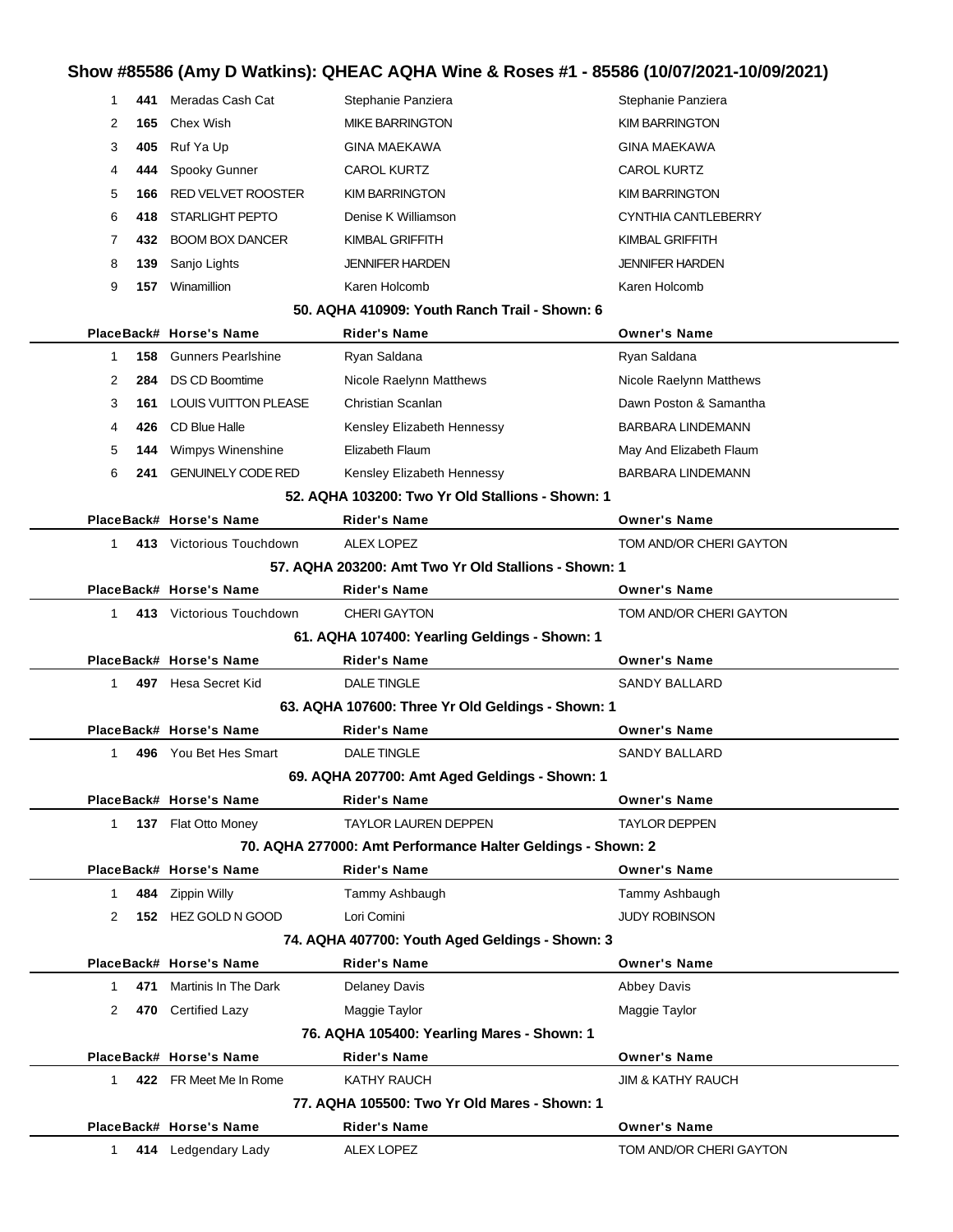## Show #85586 (Amy D Watkins): QHEAC AQHA Wine & Roses #1 - 85586 (10/07/2021-10/09/2021)

| Place | Back# | Horse's Name | Rider's Name | Owner's Name |
|---|---|---|---|---|
| 1 | 441 | Meradas Cash Cat | Stephanie Panziera | Stephanie Panziera |
| 2 | 165 | Chex Wish | MIKE BARRINGTON | KIM BARRINGTON |
| 3 | 405 | Ruf Ya Up | GINA MAEKAWA | GINA MAEKAWA |
| 4 | 444 | Spooky Gunner | CAROL KURTZ | CAROL KURTZ |
| 5 | 166 | RED VELVET ROOSTER | KIM BARRINGTON | KIM BARRINGTON |
| 6 | 418 | STARLIGHT PEPTO | Denise K Williamson | CYNTHIA CANTLEBERRY |
| 7 | 432 | BOOM BOX DANCER | KIMBAL GRIFFITH | KIMBAL GRIFFITH |
| 8 | 139 | Sanjo Lights | JENNIFER HARDEN | JENNIFER HARDEN |
| 9 | 157 | Winamillion | Karen Holcomb | Karen Holcomb |

### 50. AQHA 410909: Youth Ranch Trail - Shown: 6

| Place | Back# | Horse's Name | Rider's Name | Owner's Name |
|---|---|---|---|---|
| 1 | 158 | Gunners Pearlshine | Ryan Saldana | Ryan Saldana |
| 2 | 284 | DS CD Boomtime | Nicole Raelynn Matthews | Nicole Raelynn Matthews |
| 3 | 161 | LOUIS VUITTON PLEASE | Christian Scanlan | Dawn Poston & Samantha |
| 4 | 426 | CD Blue Halle | Kensley Elizabeth Hennessy | BARBARA LINDEMANN |
| 5 | 144 | Wimpys Winenshine | Elizabeth Flaum | May And Elizabeth Flaum |
| 6 | 241 | GENUINELY CODE RED | Kensley Elizabeth Hennessy | BARBARA LINDEMANN |

### 52. AQHA 103200: Two Yr Old Stallions - Shown: 1

| Place | Back# | Horse's Name | Rider's Name | Owner's Name |
|---|---|---|---|---|
| 1 | 413 | Victorious Touchdown | ALEX LOPEZ | TOM AND/OR CHERI GAYTON |

### 57. AQHA 203200: Amt Two Yr Old Stallions - Shown: 1

| Place | Back# | Horse's Name | Rider's Name | Owner's Name |
|---|---|---|---|---|
| 1 | 413 | Victorious Touchdown | CHERI GAYTON | TOM AND/OR CHERI GAYTON |

### 61. AQHA 107400: Yearling Geldings - Shown: 1

| Place | Back# | Horse's Name | Rider's Name | Owner's Name |
|---|---|---|---|---|
| 1 | 497 | Hesa Secret Kid | DALE TINGLE | SANDY BALLARD |

### 63. AQHA 107600: Three Yr Old Geldings - Shown: 1

| Place | Back# | Horse's Name | Rider's Name | Owner's Name |
|---|---|---|---|---|
| 1 | 496 | You Bet Hes Smart | DALE TINGLE | SANDY BALLARD |

### 69. AQHA 207700: Amt Aged Geldings - Shown: 1

| Place | Back# | Horse's Name | Rider's Name | Owner's Name |
|---|---|---|---|---|
| 1 | 137 | Flat Otto Money | TAYLOR LAUREN DEPPEN | TAYLOR DEPPEN |

### 70. AQHA 277000: Amt Performance Halter Geldings - Shown: 2

| Place | Back# | Horse's Name | Rider's Name | Owner's Name |
|---|---|---|---|---|
| 1 | 484 | Zippin Willy | Tammy Ashbaugh | Tammy Ashbaugh |
| 2 | 152 | HEZ GOLD N GOOD | Lori Comini | JUDY ROBINSON |

### 74. AQHA 407700: Youth Aged Geldings - Shown: 3

| Place | Back# | Horse's Name | Rider's Name | Owner's Name |
|---|---|---|---|---|
| 1 | 471 | Martinis In The Dark | Delaney Davis | Abbey Davis |
| 2 | 470 | Certified Lazy | Maggie Taylor | Maggie Taylor |

### 76. AQHA 105400: Yearling Mares - Shown: 1

| Place | Back# | Horse's Name | Rider's Name | Owner's Name |
|---|---|---|---|---|
| 1 | 422 | FR Meet Me In Rome | KATHY RAUCH | JIM & KATHY RAUCH |

### 77. AQHA 105500: Two Yr Old Mares - Shown: 1

| Place | Back# | Horse's Name | Rider's Name | Owner's Name |
|---|---|---|---|---|
| 1 | 414 | Ledgendary Lady | ALEX LOPEZ | TOM AND/OR CHERI GAYTON |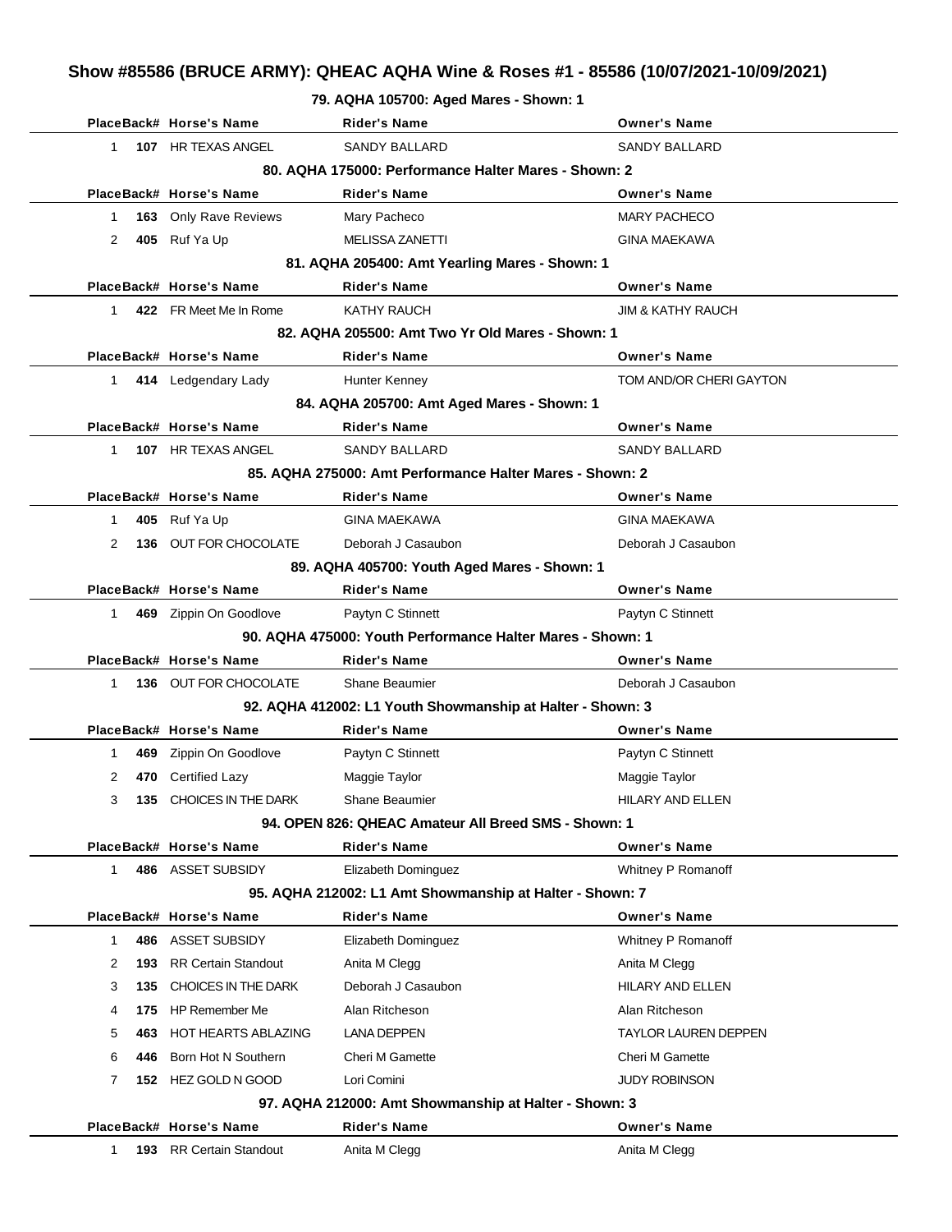# Show #85586 (BRUCE ARMY): QHEAC AQHA Wine & Roses #1 - 85586 (10/07/2021-10/09/2021)

### 79. AQHA 105700: Aged Mares - Shown: 1

| Place | Back# | Horse's Name | Rider's Name | Owner's Name |
|---|---|---|---|---|
| 1 | 107 | HR TEXAS ANGEL | SANDY BALLARD | SANDY BALLARD |

### 80. AQHA 175000: Performance Halter Mares - Shown: 2

| Place | Back# | Horse's Name | Rider's Name | Owner's Name |
|---|---|---|---|---|
| 1 | 163 | Only Rave Reviews | Mary Pacheco | MARY PACHECO |
| 2 | 405 | Ruf Ya Up | MELISSA ZANETTI | GINA MAEKAWA |

### 81. AQHA 205400: Amt Yearling Mares - Shown: 1

| Place | Back# | Horse's Name | Rider's Name | Owner's Name |
|---|---|---|---|---|
| 1 | 422 | FR Meet Me In Rome | KATHY RAUCH | JIM & KATHY RAUCH |

### 82. AQHA 205500: Amt Two Yr Old Mares - Shown: 1

| Place | Back# | Horse's Name | Rider's Name | Owner's Name |
|---|---|---|---|---|
| 1 | 414 | Ledgendary Lady | Hunter Kenney | TOM AND/OR CHERI GAYTON |

### 84. AQHA 205700: Amt Aged Mares - Shown: 1

| Place | Back# | Horse's Name | Rider's Name | Owner's Name |
|---|---|---|---|---|
| 1 | 107 | HR TEXAS ANGEL | SANDY BALLARD | SANDY BALLARD |

### 85. AQHA 275000: Amt Performance Halter Mares - Shown: 2

| Place | Back# | Horse's Name | Rider's Name | Owner's Name |
|---|---|---|---|---|
| 1 | 405 | Ruf Ya Up | GINA MAEKAWA | GINA MAEKAWA |
| 2 | 136 | OUT FOR CHOCOLATE | Deborah J Casaubon | Deborah J Casaubon |

### 89. AQHA 405700: Youth Aged Mares - Shown: 1

| Place | Back# | Horse's Name | Rider's Name | Owner's Name |
|---|---|---|---|---|
| 1 | 469 | Zippin On Goodlove | Paytyn C Stinnett | Paytyn C Stinnett |

### 90. AQHA 475000: Youth Performance Halter Mares - Shown: 1

| Place | Back# | Horse's Name | Rider's Name | Owner's Name |
|---|---|---|---|---|
| 1 | 136 | OUT FOR CHOCOLATE | Shane Beaumier | Deborah J Casaubon |

### 92. AQHA 412002: L1 Youth Showmanship at Halter - Shown: 3

| Place | Back# | Horse's Name | Rider's Name | Owner's Name |
|---|---|---|---|---|
| 1 | 469 | Zippin On Goodlove | Paytyn C Stinnett | Paytyn C Stinnett |
| 2 | 470 | Certified Lazy | Maggie Taylor | Maggie Taylor |
| 3 | 135 | CHOICES IN THE DARK | Shane Beaumier | HILARY AND ELLEN |

### 94. OPEN 826: QHEAC Amateur All Breed SMS - Shown: 1

| Place | Back# | Horse's Name | Rider's Name | Owner's Name |
|---|---|---|---|---|
| 1 | 486 | ASSET SUBSIDY | Elizabeth Dominguez | Whitney P Romanoff |

### 95. AQHA 212002: L1 Amt Showmanship at Halter - Shown: 7

| Place | Back# | Horse's Name | Rider's Name | Owner's Name |
|---|---|---|---|---|
| 1 | 486 | ASSET SUBSIDY | Elizabeth Dominguez | Whitney P Romanoff |
| 2 | 193 | RR Certain Standout | Anita M Clegg | Anita M Clegg |
| 3 | 135 | CHOICES IN THE DARK | Deborah J Casaubon | HILARY AND ELLEN |
| 4 | 175 | HP Remember Me | Alan Ritcheson | Alan Ritcheson |
| 5 | 463 | HOT HEARTS ABLAZING | LANA DEPPEN | TAYLOR LAUREN DEPPEN |
| 6 | 446 | Born Hot N Southern | Cheri M Gamette | Cheri M Gamette |
| 7 | 152 | HEZ GOLD N GOOD | Lori Comini | JUDY ROBINSON |

### 97. AQHA 212000: Amt Showmanship at Halter - Shown: 3

| Place | Back# | Horse's Name | Rider's Name | Owner's Name |
|---|---|---|---|---|
| 1 | 193 | RR Certain Standout | Anita M Clegg | Anita M Clegg |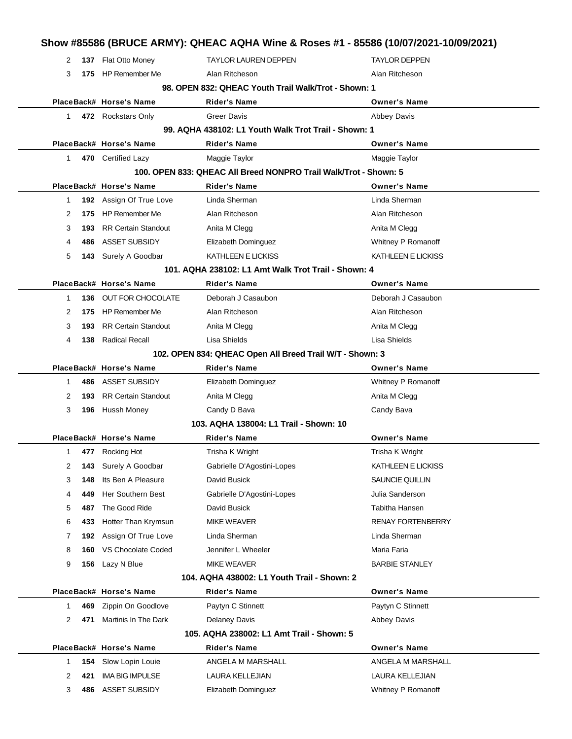# Show #85586 (BRUCE ARMY): QHEAC AQHA Wine & Roses #1 - 85586 (10/07/2021-10/09/2021)

| Place | Back# | Horse's Name | Rider's Name | Owner's Name |
|---|---|---|---|---|
| 2 | **137** | Flat Otto Money | TAYLOR LAUREN DEPPEN | TAYLOR DEPPEN |
| 3 | **175** | HP Remember Me | Alan Ritcheson | Alan Ritcheson |

### 98. OPEN 832: QHEAC Youth Trail Walk/Trot - Shown: 1

| Place | Back# | Horse's Name | Rider's Name | Owner's Name |
|---|---|---|---|---|
| 1 | **472** | Rockstars Only | Greer Davis | Abbey Davis |

### 99. AQHA 438102: L1 Youth Walk Trot Trail - Shown: 1

| Place | Back# | Horse's Name | Rider's Name | Owner's Name |
|---|---|---|---|---|
| 1 | **470** | Certified Lazy | Maggie Taylor | Maggie Taylor |

### 100. OPEN 833: QHEAC All Breed NONPRO Trail Walk/Trot - Shown: 5

| Place | Back# | Horse's Name | Rider's Name | Owner's Name |
|---|---|---|---|---|
| 1 | **192** | Assign Of True Love | Linda Sherman | Linda Sherman |
| 2 | **175** | HP Remember Me | Alan Ritcheson | Alan Ritcheson |
| 3 | **193** | RR Certain Standout | Anita M Clegg | Anita M Clegg |
| 4 | **486** | ASSET SUBSIDY | Elizabeth Dominguez | Whitney P Romanoff |
| 5 | **143** | Surely A Goodbar | KATHLEEN E LICKISS | KATHLEEN E LICKISS |

### 101. AQHA 238102: L1 Amt Walk Trot Trail - Shown: 4

| Place | Back# | Horse's Name | Rider's Name | Owner's Name |
|---|---|---|---|---|
| 1 | **136** | OUT FOR CHOCOLATE | Deborah J Casaubon | Deborah J Casaubon |
| 2 | **175** | HP Remember Me | Alan Ritcheson | Alan Ritcheson |
| 3 | **193** | RR Certain Standout | Anita M Clegg | Anita M Clegg |
| 4 | **138** | Radical Recall | Lisa Shields | Lisa Shields |

### 102. OPEN 834: QHEAC Open All Breed Trail W/T - Shown: 3

| Place | Back# | Horse's Name | Rider's Name | Owner's Name |
|---|---|---|---|---|
| 1 | **486** | ASSET SUBSIDY | Elizabeth Dominguez | Whitney P Romanoff |
| 2 | **193** | RR Certain Standout | Anita M Clegg | Anita M Clegg |
| 3 | **196** | Hussh Money | Candy D Bava | Candy Bava |

### 103. AQHA 138004: L1 Trail - Shown: 10

| Place | Back# | Horse's Name | Rider's Name | Owner's Name |
|---|---|---|---|---|
| 1 | **477** | Rocking Hot | Trisha K Wright | Trisha K Wright |
| 2 | **143** | Surely A Goodbar | Gabrielle D'Agostini-Lopes | KATHLEEN E LICKISS |
| 3 | **148** | Its Ben A Pleasure | David Busick | SAUNCIE QUILLIN |
| 4 | **449** | Her Southern Best | Gabrielle D'Agostini-Lopes | Julia Sanderson |
| 5 | **487** | The Good Ride | David Busick | Tabitha Hansen |
| 6 | **433** | Hotter Than Krymsun | MIKE WEAVER | RENAY FORTENBERRY |
| 7 | **192** | Assign Of True Love | Linda Sherman | Linda Sherman |
| 8 | **160** | VS Chocolate Coded | Jennifer L Wheeler | Maria Faria |
| 9 | **156** | Lazy N Blue | MIKE WEAVER | BARBIE STANLEY |

### 104. AQHA 438002: L1 Youth Trail - Shown: 2

| Place | Back# | Horse's Name | Rider's Name | Owner's Name |
|---|---|---|---|---|
| 1 | **469** | Zippin On Goodlove | Paytyn C Stinnett | Paytyn C Stinnett |
| 2 | **471** | Martinis In The Dark | Delaney Davis | Abbey Davis |

### 105. AQHA 238002: L1 Amt Trail - Shown: 5

| Place | Back# | Horse's Name | Rider's Name | Owner's Name |
|---|---|---|---|---|
| 1 | **154** | Slow Lopin Louie | ANGELA M MARSHALL | ANGELA M MARSHALL |
| 2 | **421** | IMA BIG IMPULSE | LAURA KELLEJIAN | LAURA KELLEJIAN |
| 3 | **486** | ASSET SUBSIDY | Elizabeth Dominguez | Whitney P Romanoff |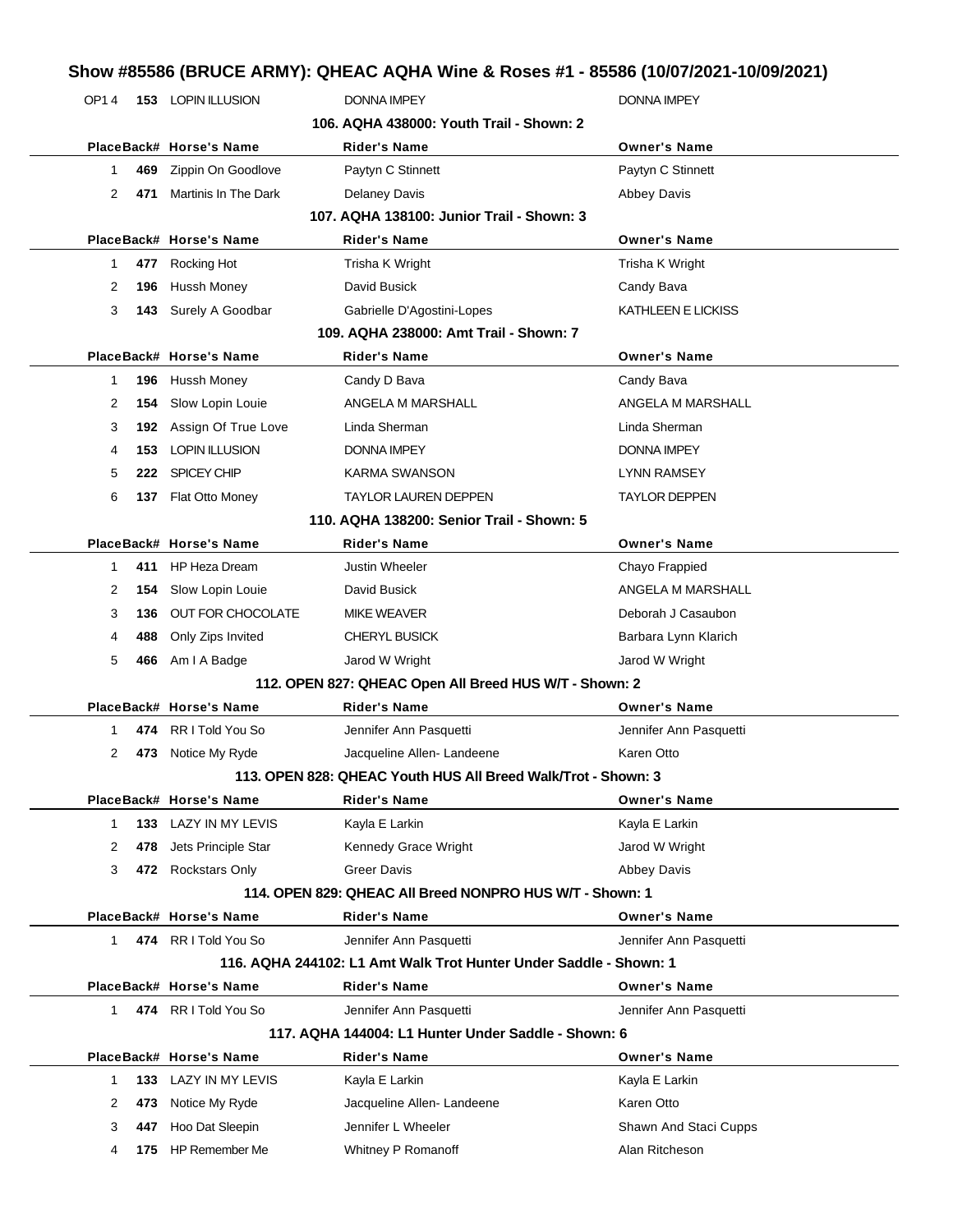# Show #85586 (BRUCE ARMY): QHEAC AQHA Wine & Roses #1 - 85586 (10/07/2021-10/09/2021)

| OP1 4 | 153 | LOPIN ILLUSION | DONNA IMPEY | DONNA IMPEY |
|---|---|---|---|---|

### 106. AQHA 438000: Youth Trail - Shown: 2

| Place | Back# | Horse's Name | Rider's Name | Owner's Name |
|---|---|---|---|---|
| 1 | 469 | Zippin On Goodlove | Paytyn C Stinnett | Paytyn C Stinnett |
| 2 | 471 | Martinis In The Dark | Delaney Davis | Abbey Davis |

### 107. AQHA 138100: Junior Trail - Shown: 3

| Place | Back# | Horse's Name | Rider's Name | Owner's Name |
|---|---|---|---|---|
| 1 | 477 | Rocking Hot | Trisha K Wright | Trisha K Wright |
| 2 | 196 | Hussh Money | David Busick | Candy Bava |
| 3 | 143 | Surely A Goodbar | Gabrielle D'Agostini-Lopes | KATHLEEN E LICKISS |

### 109. AQHA 238000: Amt Trail - Shown: 7

| Place | Back# | Horse's Name | Rider's Name | Owner's Name |
|---|---|---|---|---|
| 1 | 196 | Hussh Money | Candy D Bava | Candy Bava |
| 2 | 154 | Slow Lopin Louie | ANGELA M MARSHALL | ANGELA M MARSHALL |
| 3 | 192 | Assign Of True Love | Linda Sherman | Linda Sherman |
| 4 | 153 | LOPIN ILLUSION | DONNA IMPEY | DONNA IMPEY |
| 5 | 222 | SPICEY CHIP | KARMA SWANSON | LYNN RAMSEY |
| 6 | 137 | Flat Otto Money | TAYLOR LAUREN DEPPEN | TAYLOR DEPPEN |

### 110. AQHA 138200: Senior Trail - Shown: 5

| Place | Back# | Horse's Name | Rider's Name | Owner's Name |
|---|---|---|---|---|
| 1 | 411 | HP Heza Dream | Justin Wheeler | Chayo Frappied |
| 2 | 154 | Slow Lopin Louie | David Busick | ANGELA M MARSHALL |
| 3 | 136 | OUT FOR CHOCOLATE | MIKE WEAVER | Deborah J Casaubon |
| 4 | 488 | Only Zips Invited | CHERYL BUSICK | Barbara Lynn Klarich |
| 5 | 466 | Am I A Badge | Jarod W Wright | Jarod W Wright |

### 112. OPEN 827: QHEAC Open All Breed HUS W/T - Shown: 2

| Place | Back# | Horse's Name | Rider's Name | Owner's Name |
|---|---|---|---|---|
| 1 | 474 | RR I Told You So | Jennifer Ann Pasquetti | Jennifer Ann Pasquetti |
| 2 | 473 | Notice My Ryde | Jacqueline Allen- Landeene | Karen Otto |

### 113. OPEN 828: QHEAC Youth HUS All Breed Walk/Trot - Shown: 3

| Place | Back# | Horse's Name | Rider's Name | Owner's Name |
|---|---|---|---|---|
| 1 | 133 | LAZY IN MY LEVIS | Kayla E Larkin | Kayla E Larkin |
| 2 | 478 | Jets Principle Star | Kennedy Grace Wright | Jarod W Wright |
| 3 | 472 | Rockstars Only | Greer Davis | Abbey Davis |

### 114. OPEN 829: QHEAC All Breed NONPRO HUS W/T - Shown: 1

| Place | Back# | Horse's Name | Rider's Name | Owner's Name |
|---|---|---|---|---|
| 1 | 474 | RR I Told You So | Jennifer Ann Pasquetti | Jennifer Ann Pasquetti |

### 116. AQHA 244102: L1 Amt Walk Trot Hunter Under Saddle - Shown: 1

| Place | Back# | Horse's Name | Rider's Name | Owner's Name |
|---|---|---|---|---|
| 1 | 474 | RR I Told You So | Jennifer Ann Pasquetti | Jennifer Ann Pasquetti |

### 117. AQHA 144004: L1 Hunter Under Saddle - Shown: 6

| Place | Back# | Horse's Name | Rider's Name | Owner's Name |
|---|---|---|---|---|
| 1 | 133 | LAZY IN MY LEVIS | Kayla E Larkin | Kayla E Larkin |
| 2 | 473 | Notice My Ryde | Jacqueline Allen- Landeene | Karen Otto |
| 3 | 447 | Hoo Dat Sleepin | Jennifer L Wheeler | Shawn And Staci Cupps |
| 4 | 175 | HP Remember Me | Whitney P Romanoff | Alan Ritcheson |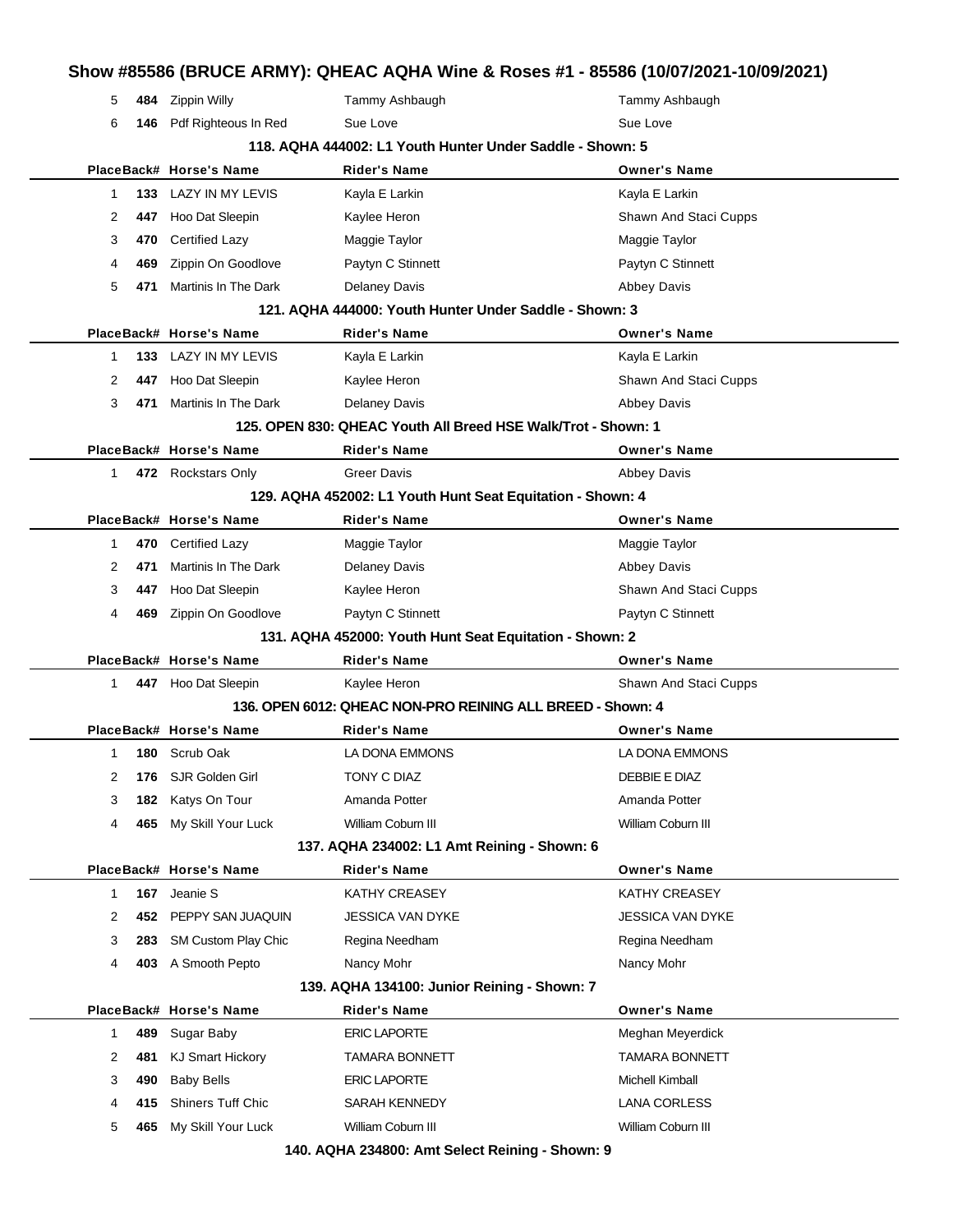# Show #85586 (BRUCE ARMY): QHEAC AQHA Wine & Roses #1 - 85586 (10/07/2021-10/09/2021)

| Place | Back# | Horse's Name | Rider's Name | Owner's Name |
|---|---|---|---|---|
| 5 | 484 | Zippin Willy | Tammy Ashbaugh | Tammy Ashbaugh |
| 6 | 146 | Pdf Righteous In Red | Sue Love | Sue Love |

### 118. AQHA 444002: L1 Youth Hunter Under Saddle - Shown: 5

| Place | Back# | Horse's Name | Rider's Name | Owner's Name |
|---|---|---|---|---|
| 1 | 133 | LAZY IN MY LEVIS | Kayla E Larkin | Kayla E Larkin |
| 2 | 447 | Hoo Dat Sleepin | Kaylee Heron | Shawn And Staci Cupps |
| 3 | 470 | Certified Lazy | Maggie Taylor | Maggie Taylor |
| 4 | 469 | Zippin On Goodlove | Paytyn C Stinnett | Paytyn C Stinnett |
| 5 | 471 | Martinis In The Dark | Delaney Davis | Abbey Davis |

### 121. AQHA 444000: Youth Hunter Under Saddle - Shown: 3

| Place | Back# | Horse's Name | Rider's Name | Owner's Name |
|---|---|---|---|---|
| 1 | 133 | LAZY IN MY LEVIS | Kayla E Larkin | Kayla E Larkin |
| 2 | 447 | Hoo Dat Sleepin | Kaylee Heron | Shawn And Staci Cupps |
| 3 | 471 | Martinis In The Dark | Delaney Davis | Abbey Davis |

### 125. OPEN 830: QHEAC Youth All Breed HSE Walk/Trot - Shown: 1

| Place | Back# | Horse's Name | Rider's Name | Owner's Name |
|---|---|---|---|---|
| 1 | 472 | Rockstars Only | Greer Davis | Abbey Davis |

### 129. AQHA 452002: L1 Youth Hunt Seat Equitation - Shown: 4

| Place | Back# | Horse's Name | Rider's Name | Owner's Name |
|---|---|---|---|---|
| 1 | 470 | Certified Lazy | Maggie Taylor | Maggie Taylor |
| 2 | 471 | Martinis In The Dark | Delaney Davis | Abbey Davis |
| 3 | 447 | Hoo Dat Sleepin | Kaylee Heron | Shawn And Staci Cupps |
| 4 | 469 | Zippin On Goodlove | Paytyn C Stinnett | Paytyn C Stinnett |

### 131. AQHA 452000: Youth Hunt Seat Equitation - Shown: 2

| Place | Back# | Horse's Name | Rider's Name | Owner's Name |
|---|---|---|---|---|
| 1 | 447 | Hoo Dat Sleepin | Kaylee Heron | Shawn And Staci Cupps |

### 136. OPEN 6012: QHEAC NON-PRO REINING ALL BREED - Shown: 4

| Place | Back# | Horse's Name | Rider's Name | Owner's Name |
|---|---|---|---|---|
| 1 | 180 | Scrub Oak | LA DONA EMMONS | LA DONA EMMONS |
| 2 | 176 | SJR Golden Girl | TONY C DIAZ | DEBBIE E DIAZ |
| 3 | 182 | Katys On Tour | Amanda Potter | Amanda Potter |
| 4 | 465 | My Skill Your Luck | William Coburn III | William Coburn III |

### 137. AQHA 234002: L1 Amt Reining - Shown: 6

| Place | Back# | Horse's Name | Rider's Name | Owner's Name |
|---|---|---|---|---|
| 1 | 167 | Jeanie S | KATHY CREASEY | KATHY CREASEY |
| 2 | 452 | PEPPY SAN JUAQUIN | JESSICA VAN DYKE | JESSICA VAN DYKE |
| 3 | 283 | SM Custom Play Chic | Regina Needham | Regina Needham |
| 4 | 403 | A Smooth Pepto | Nancy Mohr | Nancy Mohr |

### 139. AQHA 134100: Junior Reining - Shown: 7

| Place | Back# | Horse's Name | Rider's Name | Owner's Name |
|---|---|---|---|---|
| 1 | 489 | Sugar Baby | ERIC LAPORTE | Meghan Meyerdick |
| 2 | 481 | KJ Smart Hickory | TAMARA BONNETT | TAMARA BONNETT |
| 3 | 490 | Baby Bells | ERIC LAPORTE | Michell Kimball |
| 4 | 415 | Shiners Tuff Chic | SARAH KENNEDY | LANA CORLESS |
| 5 | 465 | My Skill Your Luck | William Coburn III | William Coburn III |

### 140. AQHA 234800: Amt Select Reining - Shown: 9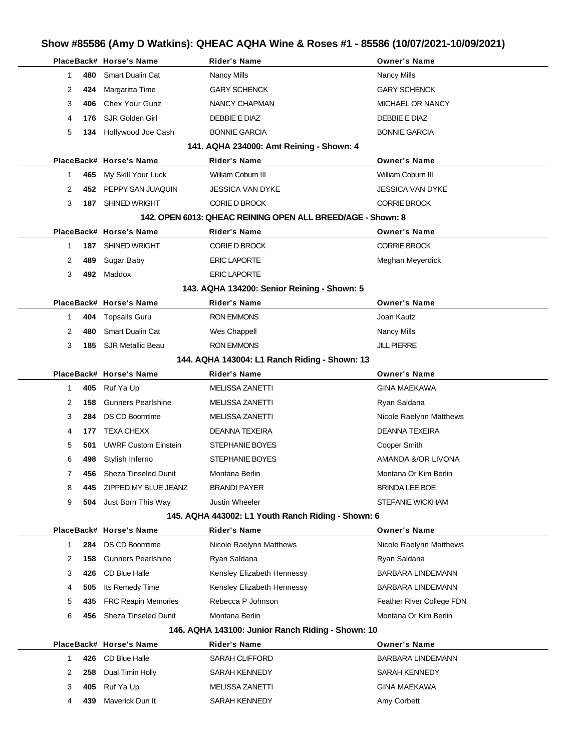## Show #85586 (Amy D Watkins): QHEAC AQHA Wine & Roses #1 - 85586 (10/07/2021-10/09/2021)

| Place | Back# | Horse's Name | Rider's Name | Owner's Name |
|---|---|---|---|---|
| 1 | 480 | Smart Dualin Cat | Nancy Mills | Nancy Mills |
| 2 | 424 | Margaritta Time | GARY SCHENCK | GARY SCHENCK |
| 3 | 406 | Chex Your Gunz | NANCY CHAPMAN | MICHAEL OR NANCY |
| 4 | 176 | SJR Golden Girl | DEBBIE E DIAZ | DEBBIE E DIAZ |
| 5 | 134 | Hollywood Joe Cash | BONNIE GARCIA | BONNIE GARCIA |

### 141. AQHA 234000: Amt Reining - Shown: 4

| Place | Back# | Horse's Name | Rider's Name | Owner's Name |
|---|---|---|---|---|
| 1 | 465 | My Skill Your Luck | William Coburn III | William Coburn III |
| 2 | 452 | PEPPY SAN JUAQUIN | JESSICA VAN DYKE | JESSICA VAN DYKE |
| 3 | 187 | SHINED WRIGHT | CORIE D BROCK | CORRIE BROCK |

### 142. OPEN 6013: QHEAC REINING OPEN ALL BREED/AGE - Shown: 8

| Place | Back# | Horse's Name | Rider's Name | Owner's Name |
|---|---|---|---|---|
| 1 | 187 | SHINED WRIGHT | CORIE D BROCK | CORRIE BROCK |
| 2 | 489 | Sugar Baby | ERIC LAPORTE | Meghan Meyerdick |
| 3 | 492 | Maddox | ERIC LAPORTE | |

### 143. AQHA 134200: Senior Reining - Shown: 5

| Place | Back# | Horse's Name | Rider's Name | Owner's Name |
|---|---|---|---|---|
| 1 | 404 | Topsails Guru | RON EMMONS | Joan Kautz |
| 2 | 480 | Smart Dualin Cat | Wes Chappell | Nancy Mills |
| 3 | 185 | SJR Metallic Beau | RON EMMONS | JILL PIERRE |

### 144. AQHA 143004: L1 Ranch Riding - Shown: 13

| Place | Back# | Horse's Name | Rider's Name | Owner's Name |
|---|---|---|---|---|
| 1 | 405 | Ruf Ya Up | MELISSA ZANETTI | GINA MAEKAWA |
| 2 | 158 | Gunners Pearlshine | MELISSA ZANETTI | Ryan Saldana |
| 3 | 284 | DS CD Boomtime | MELISSA ZANETTI | Nicole Raelynn Matthews |
| 4 | 177 | TEXA CHEXX | DEANNA TEXEIRA | DEANNA TEXEIRA |
| 5 | 501 | UWRF Custom Einstein | STEPHANIE BOYES | Cooper Smith |
| 6 | 498 | Stylish Inferno | STEPHANIE BOYES | AMANDA &/OR LIVONA |
| 7 | 456 | Sheza Tinseled Dunit | Montana Berlin | Montana Or Kim Berlin |
| 8 | 445 | ZIPPED MY BLUE JEANZ | BRANDI PAYER | BRINDA LEE BOE |
| 9 | 504 | Just Born This Way | Justin Wheeler | STEFANIE WICKHAM |

### 145. AQHA 443002: L1 Youth Ranch Riding - Shown: 6

| Place | Back# | Horse's Name | Rider's Name | Owner's Name |
|---|---|---|---|---|
| 1 | 284 | DS CD Boomtime | Nicole Raelynn Matthews | Nicole Raelynn Matthews |
| 2 | 158 | Gunners Pearlshine | Ryan Saldana | Ryan Saldana |
| 3 | 426 | CD Blue Halle | Kensley Elizabeth Hennessy | BARBARA LINDEMANN |
| 4 | 505 | Its Remedy Time | Kensley Elizabeth Hennessy | BARBARA LINDEMANN |
| 5 | 435 | FRC Reapin Memories | Rebecca P Johnson | Feather River College FDN |
| 6 | 456 | Sheza Tinseled Dunit | Montana Berlin | Montana Or Kim Berlin |

### 146. AQHA 143100: Junior Ranch Riding - Shown: 10

| Place | Back# | Horse's Name | Rider's Name | Owner's Name |
|---|---|---|---|---|
| 1 | 426 | CD Blue Halle | SARAH CLIFFORD | BARBARA LINDEMANN |
| 2 | 258 | Dual Timin Holly | SARAH KENNEDY | SARAH KENNEDY |
| 3 | 405 | Ruf Ya Up | MELISSA ZANETTI | GINA MAEKAWA |
| 4 | 439 | Maverick Dun It | SARAH KENNEDY | Amy Corbett |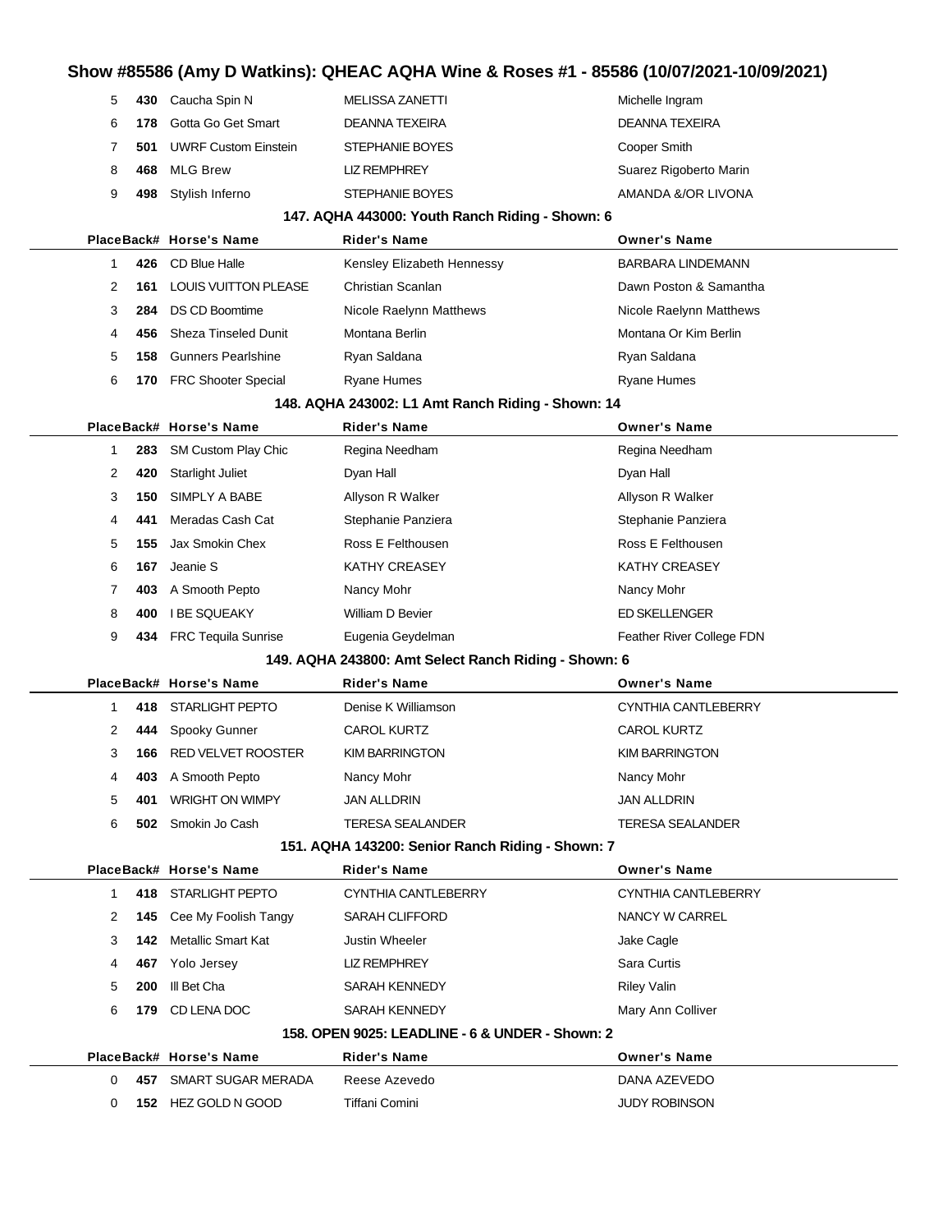## Show #85586 (Amy D Watkins): QHEAC AQHA Wine & Roses #1 - 85586 (10/07/2021-10/09/2021)

| | | | | |
|---|---|---|---|---|
| 5 | **430** | Caucha Spin N | MELISSA ZANETTI | Michelle Ingram |
| 6 | **178** | Gotta Go Get Smart | DEANNA TEXEIRA | DEANNA TEXEIRA |
| 7 | **501** | UWRF Custom Einstein | STEPHANIE BOYES | Cooper Smith |
| 8 | **468** | MLG Brew | LIZ REMPHREY | Suarez Rigoberto Marin |
| 9 | **498** | Stylish Inferno | STEPHANIE BOYES | AMANDA &/OR LIVONA |

### 147. AQHA 443000: Youth Ranch Riding - Shown: 6

| Place | Back# | Horse's Name | Rider's Name | Owner's Name |
|---|---|---|---|---|
| 1 | **426** | CD Blue Halle | Kensley Elizabeth Hennessy | BARBARA LINDEMANN |
| 2 | **161** | LOUIS VUITTON PLEASE | Christian Scanlan | Dawn Poston & Samantha |
| 3 | **284** | DS CD Boomtime | Nicole Raelynn Matthews | Nicole Raelynn Matthews |
| 4 | **456** | Sheza Tinseled Dunit | Montana Berlin | Montana Or Kim Berlin |
| 5 | **158** | Gunners Pearlshine | Ryan Saldana | Ryan Saldana |
| 6 | **170** | FRC Shooter Special | Ryane Humes | Ryane Humes |

### 148. AQHA 243002: L1 Amt Ranch Riding - Shown: 14

| Place | Back# | Horse's Name | Rider's Name | Owner's Name |
|---|---|---|---|---|
| 1 | **283** | SM Custom Play Chic | Regina Needham | Regina Needham |
| 2 | **420** | Starlight Juliet | Dyan Hall | Dyan Hall |
| 3 | **150** | SIMPLY A BABE | Allyson R Walker | Allyson R Walker |
| 4 | **441** | Meradas Cash Cat | Stephanie Panziera | Stephanie Panziera |
| 5 | **155** | Jax Smokin Chex | Ross E Felthousen | Ross E Felthousen |
| 6 | **167** | Jeanie S | KATHY CREASEY | KATHY CREASEY |
| 7 | **403** | A Smooth Pepto | Nancy Mohr | Nancy Mohr |
| 8 | **400** | I BE SQUEAKY | William D Bevier | ED SKELLENGER |
| 9 | **434** | FRC Tequila Sunrise | Eugenia Geydelman | Feather River College FDN |

### 149. AQHA 243800: Amt Select Ranch Riding - Shown: 6

| Place | Back# | Horse's Name | Rider's Name | Owner's Name |
|---|---|---|---|---|
| 1 | **418** | STARLIGHT PEPTO | Denise K Williamson | CYNTHIA CANTLEBERRY |
| 2 | **444** | Spooky Gunner | CAROL KURTZ | CAROL KURTZ |
| 3 | **166** | RED VELVET ROOSTER | KIM BARRINGTON | KIM BARRINGTON |
| 4 | **403** | A Smooth Pepto | Nancy Mohr | Nancy Mohr |
| 5 | **401** | WRIGHT ON WIMPY | JAN ALLDRIN | JAN ALLDRIN |
| 6 | **502** | Smokin Jo Cash | TERESA SEALANDER | TERESA SEALANDER |

### 151. AQHA 143200: Senior Ranch Riding - Shown: 7

| Place | Back# | Horse's Name | Rider's Name | Owner's Name |
|---|---|---|---|---|
| 1 | **418** | STARLIGHT PEPTO | CYNTHIA CANTLEBERRY | CYNTHIA CANTLEBERRY |
| 2 | **145** | Cee My Foolish Tangy | SARAH CLIFFORD | NANCY W CARREL |
| 3 | **142** | Metallic Smart Kat | Justin Wheeler | Jake Cagle |
| 4 | **467** | Yolo Jersey | LIZ REMPHREY | Sara Curtis |
| 5 | **200** | Ill Bet Cha | SARAH KENNEDY | Riley Valin |
| 6 | **179** | CD LENA DOC | SARAH KENNEDY | Mary Ann Colliver |

### 158. OPEN 9025: LEADLINE - 6 & UNDER - Shown: 2

| Place | Back# | Horse's Name | Rider's Name | Owner's Name |
|---|---|---|---|---|
| 0 | **457** | SMART SUGAR MERADA | Reese Azevedo | DANA AZEVEDO |
| 0 | **152** | HEZ GOLD N GOOD | Tiffani Comini | JUDY ROBINSON |